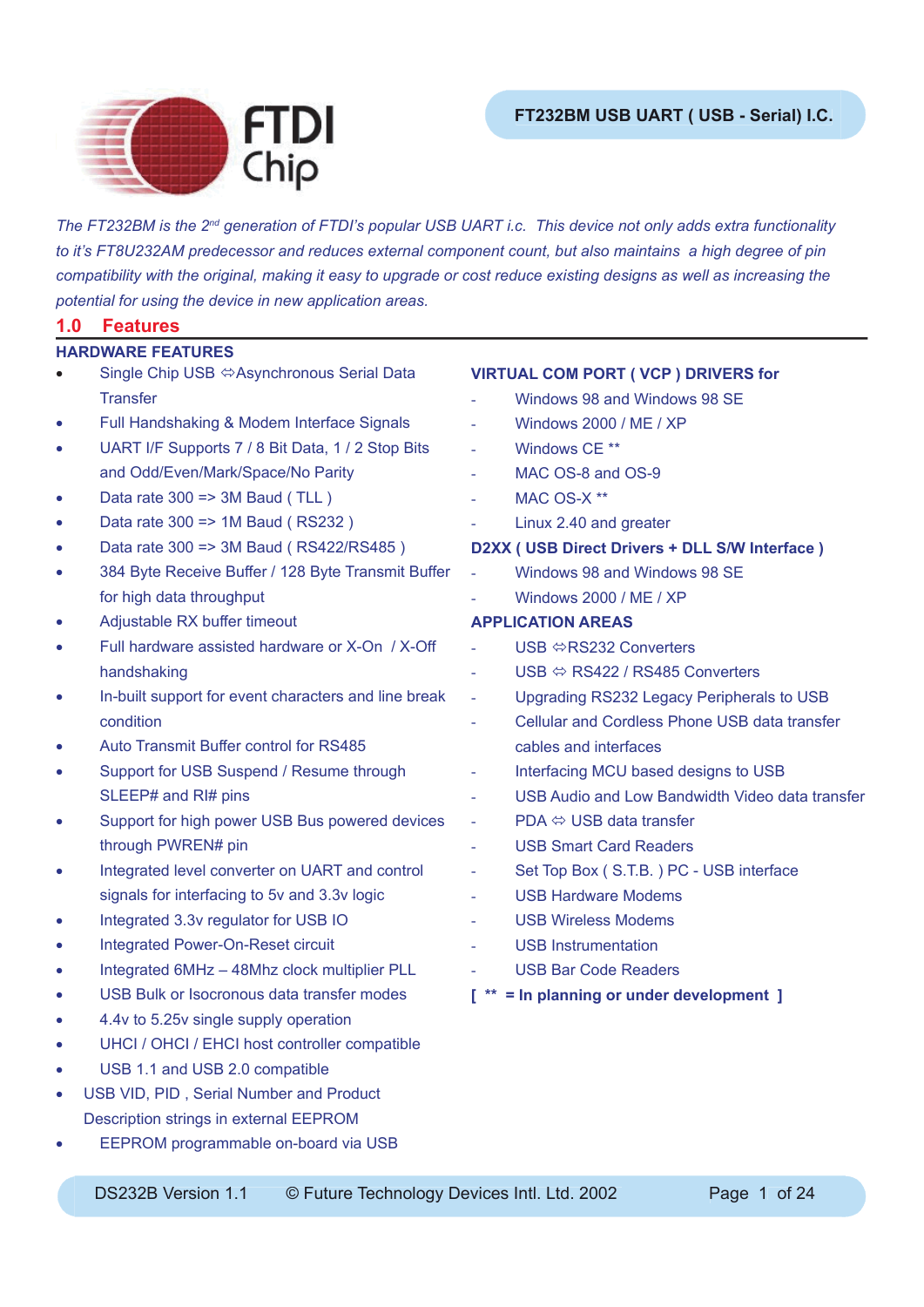FTDI Chip

**FT232BM USB UART ( USB - Serial) I.C.**

*The FT232BM is the 2nd generation of FTDI's popular USB UART i.c. This device not only adds extra functionality to it's FT8U232AM predecessor and reduces external component count, but also maintains a high degree of pin compatibility with the original, making it easy to upgrade or cost reduce existing designs as well as increasing the potential for using the device in new application areas.*

## 1.0 Features

### HARDWARE FEATURES

- Single Chip USB ⇔ Asynchronous Serial Data Transfer
- Full Handshaking & Modem Interface Signals
- UART I/F Supports 7 / 8 Bit Data, 1 / 2 Stop Bits and Odd/Even/Mark/Space/No Parity
- Data rate 300 => 3M Baud ( TLL )
- Data rate 300 => 1M Baud ( RS232 )
- Data rate 300 => 3M Baud ( RS422/RS485 )
- 384 Byte Receive Buffer / 128 Byte Transmit Buffer for high data throughput
- Adjustable RX buffer timeout
- Full hardware assisted hardware or X-On / X-Off handshaking
- In-built support for event characters and line break condition
- Auto Transmit Buffer control for RS485
- Support for USB Suspend / Resume through SLEEP# and RI# pins
- Support for high power USB Bus powered devices through PWREN# pin
- Integrated level converter on UART and control signals for interfacing to 5v and 3.3v logic
- Integrated 3.3v regulator for USB IO
- Integrated Power-On-Reset circuit
- Integrated 6MHz – 48Mhz clock multiplier PLL
- USB Bulk or Isocronous data transfer modes
- 4.4v to 5.25v single supply operation
- UHCI / OHCI / EHCI host controller compatible
- USB 1.1 and USB 2.0 compatible
- USB VID, PID , Serial Number and Product Description strings in external EEPROM
- EEPROM programmable on-board via USB

### VIRTUAL COM PORT ( VCP ) DRIVERS for

- Windows 98 and Windows 98 SE
- Windows 2000 / ME / XP
- Windows CE **
- MAC OS-8 and OS-9
- MAC OS-X **
- Linux 2.40 and greater

### D2XX ( USB Direct Drivers + DLL S/W Interface )

- Windows 98 and Windows 98 SE
- Windows 2000 / ME / XP

### APPLICATION AREAS

- USB ⇔RS232 Converters
- USB ⇔ RS422 / RS485 Converters
- Upgrading RS232 Legacy Peripherals to USB
- Cellular and Cordless Phone USB data transfer cables and interfaces
- Interfacing MCU based designs to USB
- USB Audio and Low Bandwidth Video data transfer
- PDA ⇔ USB data transfer
- USB Smart Card Readers
- Set Top Box ( S.T.B. ) PC - USB interface
- USB Hardware Modems
- USB Wireless Modems
- USB Instrumentation
- USB Bar Code Readers

**[ ** = In planning or under development ]**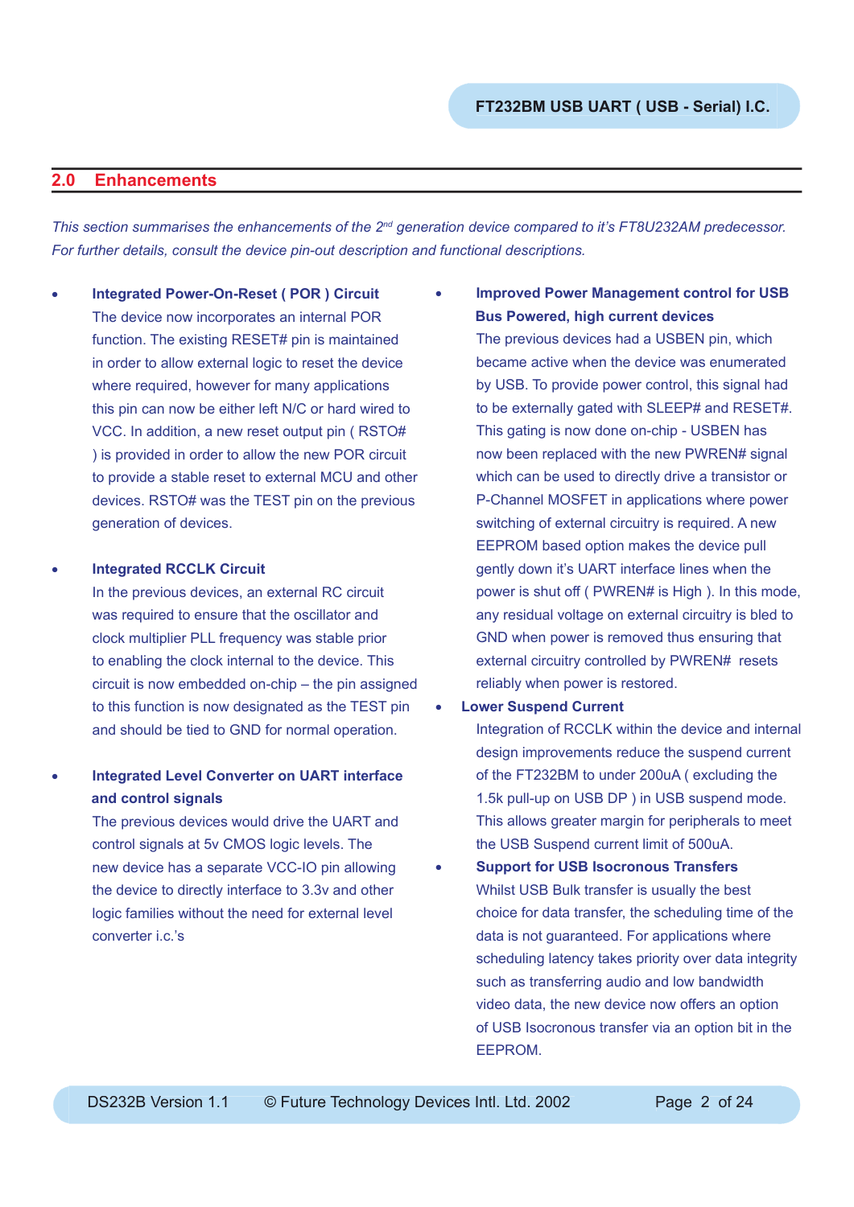## 2.0 Enhancements

*This section summarises the enhancements of the 2nd generation device compared to it's FT8U232AM predecessor. For further details, consult the device pin-out description and functional descriptions.*

- **Integrated Power-On-Reset ( POR ) Circuit**
  The device now incorporates an internal POR function. The existing RESET# pin is maintained in order to allow external logic to reset the device where required, however for many applications this pin can now be either left N/C or hard wired to VCC. In addition, a new reset output pin ( RSTO# ) is provided in order to allow the new POR circuit to provide a stable reset to external MCU and other devices. RSTO# was the TEST pin on the previous generation of devices.

- **Integrated RCCLK Circuit**
  In the previous devices, an external RC circuit was required to ensure that the oscillator and clock multiplier PLL frequency was stable prior to enabling the clock internal to the device. This circuit is now embedded on-chip – the pin assigned to this function is now designated as the TEST pin and should be tied to GND for normal operation.

- **Integrated Level Converter on UART interface and control signals**
  The previous devices would drive the UART and control signals at 5v CMOS logic levels. The new device has a separate VCC-IO pin allowing the device to directly interface to 3.3v and other logic families without the need for external level converter i.c.'s

- **Improved Power Management control for USB Bus Powered, high current devices**
  The previous devices had a USBEN pin, which became active when the device was enumerated by USB. To provide power control, this signal had to be externally gated with SLEEP# and RESET#. This gating is now done on-chip - USBEN has now been replaced with the new PWREN# signal which can be used to directly drive a transistor or P-Channel MOSFET in applications where power switching of external circuitry is required. A new EEPROM based option makes the device pull gently down it's UART interface lines when the power is shut off ( PWREN# is High ). In this mode, any residual voltage on external circuitry is bled to GND when power is removed thus ensuring that external circuitry controlled by PWREN# resets reliably when power is restored.

- **Lower Suspend Current**
  Integration of RCCLK within the device and internal design improvements reduce the suspend current of the FT232BM to under 200uA ( excluding the 1.5k pull-up on USB DP ) in USB suspend mode. This allows greater margin for peripherals to meet the USB Suspend current limit of 500uA.

- **Support for USB Isocronous Transfers**
  Whilst USB Bulk transfer is usually the best choice for data transfer, the scheduling time of the data is not guaranteed. For applications where scheduling latency takes priority over data integrity such as transferring audio and low bandwidth video data, the new device now offers an option of USB Isocronous transfer via an option bit in the EEPROM.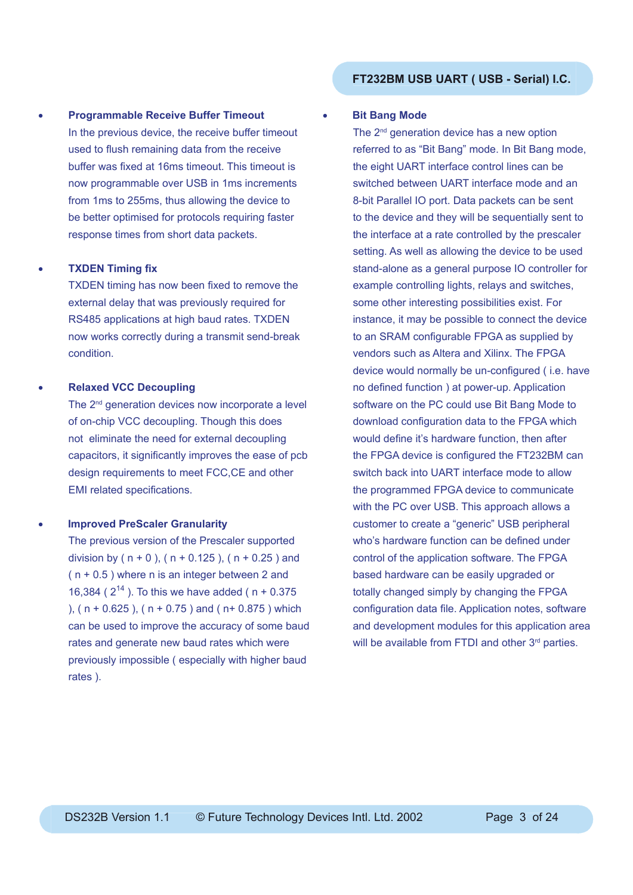- **Programmable Receive Buffer Timeout**
  In the previous device, the receive buffer timeout used to flush remaining data from the receive buffer was fixed at 16ms timeout. This timeout is now programmable over USB in 1ms increments from 1ms to 255ms, thus allowing the device to be better optimised for protocols requiring faster response times from short data packets.

- **TXDEN Timing fix**
  TXDEN timing has now been fixed to remove the external delay that was previously required for RS485 applications at high baud rates. TXDEN now works correctly during a transmit send-break condition.

- **Relaxed VCC Decoupling**
  The 2nd generation devices now incorporate a level of on-chip VCC decoupling. Though this does not eliminate the need for external decoupling capacitors, it significantly improves the ease of pcb design requirements to meet FCC,CE and other EMI related specifications.

- **Improved PreScaler Granularity**
  The previous version of the Prescaler supported division by ( n + 0 ), ( n + 0.125 ), ( n + 0.25 ) and ( n + 0.5 ) where n is an integer between 2 and 16,384 ( $2^{14}$ ). To this we have added ( n + 0.375 ), ( n + 0.625 ), ( n + 0.75 ) and ( n+ 0.875 ) which can be used to improve the accuracy of some baud rates and generate new baud rates which were previously impossible ( especially with higher baud rates ).

- **Bit Bang Mode**
  The 2nd generation device has a new option referred to as "Bit Bang" mode. In Bit Bang mode, the eight UART interface control lines can be switched between UART interface mode and an 8-bit Parallel IO port. Data packets can be sent to the device and they will be sequentially sent to the interface at a rate controlled by the prescaler setting. As well as allowing the device to be used stand-alone as a general purpose IO controller for example controlling lights, relays and switches, some other interesting possibilities exist. For instance, it may be possible to connect the device to an SRAM configurable FPGA as supplied by vendors such as Altera and Xilinx. The FPGA device would normally be un-configured ( i.e. have no defined function ) at power-up. Application software on the PC could use Bit Bang Mode to download configuration data to the FPGA which would define it's hardware function, then after the FPGA device is configured the FT232BM can switch back into UART interface mode to allow the programmed FPGA device to communicate with the PC over USB. This approach allows a customer to create a "generic" USB peripheral who's hardware function can be defined under control of the application software. The FPGA based hardware can be easily upgraded or totally changed simply by changing the FPGA configuration data file. Application notes, software and development modules for this application area will be available from FTDI and other 3rd parties.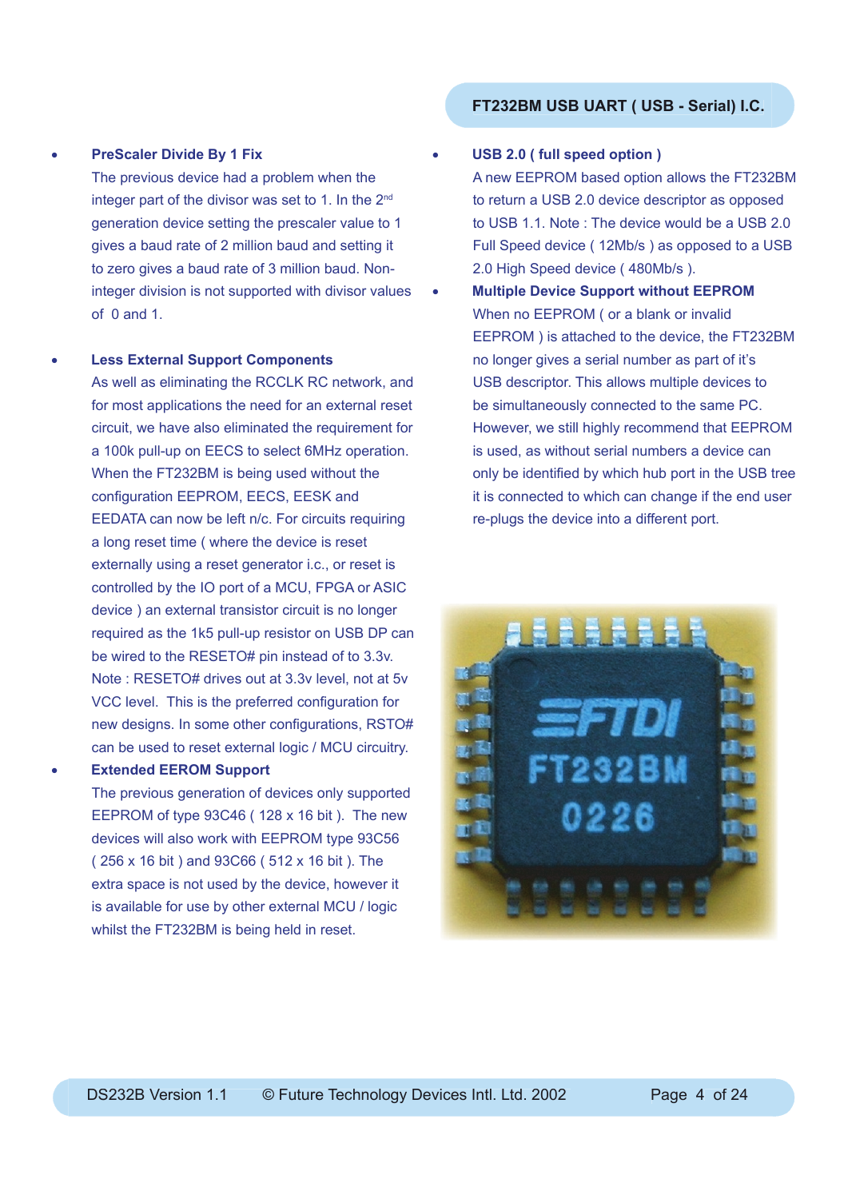- **PreScaler Divide By 1 Fix**
  The previous device had a problem when the integer part of the divisor was set to 1. In the 2nd generation device setting the prescaler value to 1 gives a baud rate of 2 million baud and setting it to zero gives a baud rate of 3 million baud. Non-integer division is not supported with divisor values of 0 and 1.

- **Less External Support Components**
  As well as eliminating the RCCLK RC network, and for most applications the need for an external reset circuit, we have also eliminated the requirement for a 100k pull-up on EECS to select 6MHz operation. When the FT232BM is being used without the configuration EEPROM, EECS, EESK and EEDATA can now be left n/c. For circuits requiring a long reset time ( where the device is reset externally using a reset generator i.c., or reset is controlled by the IO port of a MCU, FPGA or ASIC device ) an external transistor circuit is no longer required as the 1k5 pull-up resistor on USB DP can be wired to the RESETO# pin instead of to 3.3v. Note : RESETO# drives out at 3.3v level, not at 5v VCC level. This is the preferred configuration for new designs. In some other configurations, RSTO# can be used to reset external logic / MCU circuitry.

- **Extended EEROM Support**
  The previous generation of devices only supported EEPROM of type 93C46 ( 128 x 16 bit ). The new devices will also work with EEPROM type 93C56 ( 256 x 16 bit ) and 93C66 ( 512 x 16 bit ). The extra space is not used by the device, however it is available for use by other external MCU / logic whilst the FT232BM is being held in reset.

- **USB 2.0 ( full speed option )**
  A new EEPROM based option allows the FT232BM to return a USB 2.0 device descriptor as opposed to USB 1.1. Note : The device would be a USB 2.0 Full Speed device ( 12Mb/s ) as opposed to a USB 2.0 High Speed device ( 480Mb/s ).

- **Multiple Device Support without EEPROM**
  When no EEPROM ( or a blank or invalid EEPROM ) is attached to the device, the FT232BM no longer gives a serial number as part of it's USB descriptor. This allows multiple devices to be simultaneously connected to the same PC. However, we still highly recommend that EEPROM is used, as without serial numbers a device can only be identified by which hub port in the USB tree it is connected to which can change if the end user re-plugs the device into a different port.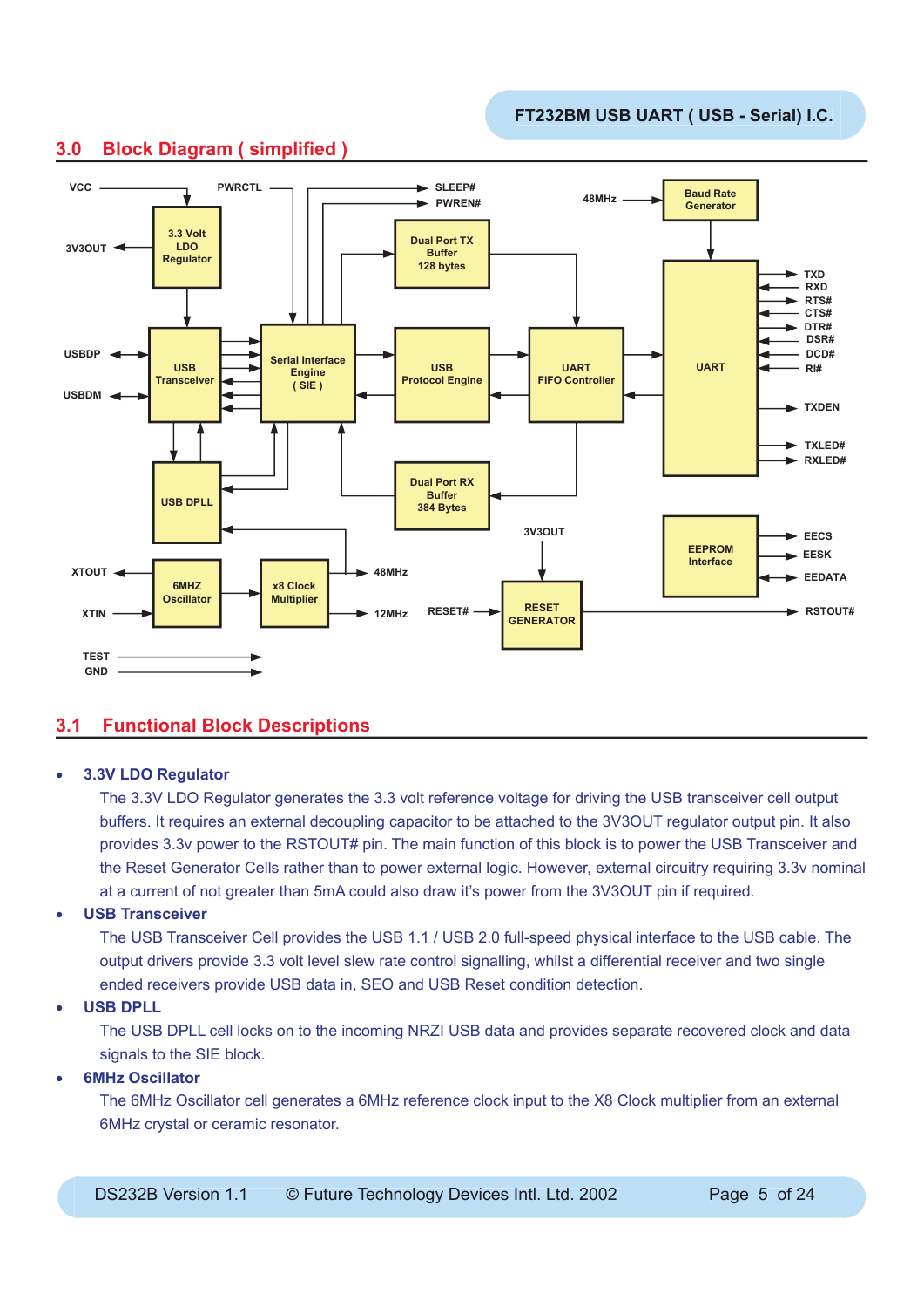## 3.0 Block Diagram ( simplified )

## 3.1 Functional Block Descriptions

- **3.3V LDO Regulator**
  The 3.3V LDO Regulator generates the 3.3 volt reference voltage for driving the USB transceiver cell output buffers. It requires an external decoupling capacitor to be attached to the 3V3OUT regulator output pin. It also provides 3.3v power to the RSTOUT# pin. The main function of this block is to power the USB Transceiver and the Reset Generator Cells rather than to power external logic. However, external circuitry requiring 3.3v nominal at a current of not greater than 5mA could also draw it's power from the 3V3OUT pin if required.
- **USB Transceiver**
  The USB Transceiver Cell provides the USB 1.1 / USB 2.0 full-speed physical interface to the USB cable. The output drivers provide 3.3 volt level slew rate control signalling, whilst a differential receiver and two single ended receivers provide USB data in, SEO and USB Reset condition detection.
- **USB DPLL**
  The USB DPLL cell locks on to the incoming NRZI USB data and provides separate recovered clock and data signals to the SIE block.
- **6MHz Oscillator**
  The 6MHz Oscillator cell generates a 6MHz reference clock input to the X8 Clock multiplier from an external 6MHz crystal or ceramic resonator.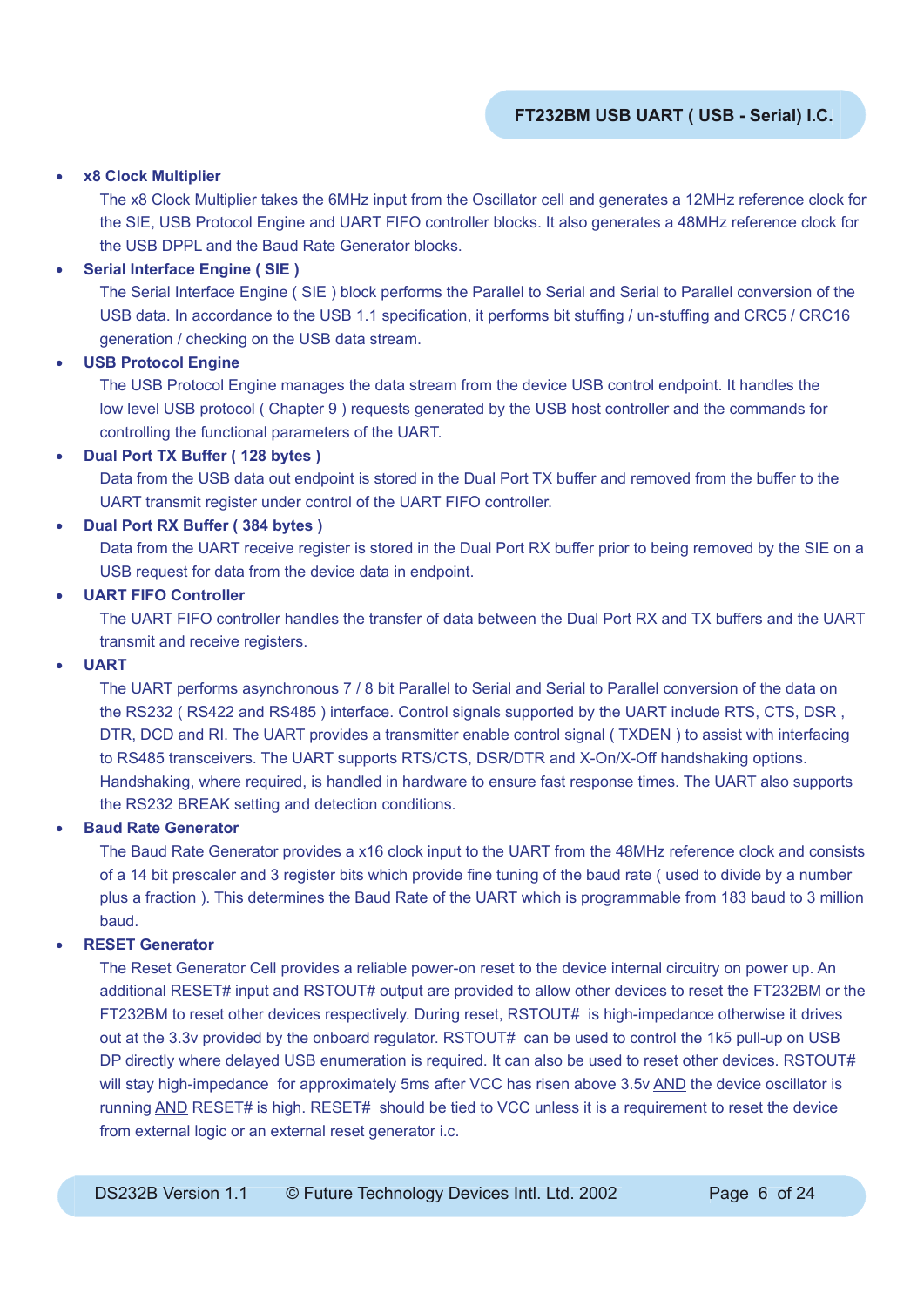- **x8 Clock Multiplier**

  The x8 Clock Multiplier takes the 6MHz input from the Oscillator cell and generates a 12MHz reference clock for the SIE, USB Protocol Engine and UART FIFO controller blocks. It also generates a 48MHz reference clock for the USB DPPL and the Baud Rate Generator blocks.

- **Serial Interface Engine ( SIE )**

  The Serial Interface Engine ( SIE ) block performs the Parallel to Serial and Serial to Parallel conversion of the USB data. In accordance to the USB 1.1 specification, it performs bit stuffing / un-stuffing and CRC5 / CRC16 generation / checking on the USB data stream.

- **USB Protocol Engine**

  The USB Protocol Engine manages the data stream from the device USB control endpoint. It handles the low level USB protocol ( Chapter 9 ) requests generated by the USB host controller and the commands for controlling the functional parameters of the UART.

- **Dual Port TX Buffer ( 128 bytes )**

  Data from the USB data out endpoint is stored in the Dual Port TX buffer and removed from the buffer to the UART transmit register under control of the UART FIFO controller.

- **Dual Port RX Buffer ( 384 bytes )**

  Data from the UART receive register is stored in the Dual Port RX buffer prior to being removed by the SIE on a USB request for data from the device data in endpoint.

- **UART FIFO Controller**

  The UART FIFO controller handles the transfer of data between the Dual Port RX and TX buffers and the UART transmit and receive registers.

- **UART**

  The UART performs asynchronous 7 / 8 bit Parallel to Serial and Serial to Parallel conversion of the data on the RS232 ( RS422 and RS485 ) interface. Control signals supported by the UART include RTS, CTS, DSR , DTR, DCD and RI. The UART provides a transmitter enable control signal ( TXDEN ) to assist with interfacing to RS485 transceivers. The UART supports RTS/CTS, DSR/DTR and X-On/X-Off handshaking options. Handshaking, where required, is handled in hardware to ensure fast response times. The UART also supports the RS232 BREAK setting and detection conditions.

- **Baud Rate Generator**

  The Baud Rate Generator provides a x16 clock input to the UART from the 48MHz reference clock and consists of a 14 bit prescaler and 3 register bits which provide fine tuning of the baud rate ( used to divide by a number plus a fraction ). This determines the Baud Rate of the UART which is programmable from 183 baud to 3 million baud.

- **RESET Generator**

  The Reset Generator Cell provides a reliable power-on reset to the device internal circuitry on power up. An additional RESET# input and RSTOUT# output are provided to allow other devices to reset the FT232BM or the FT232BM to reset other devices respectively. During reset, RSTOUT# is high-impedance otherwise it drives out at the 3.3v provided by the onboard regulator. RSTOUT# can be used to control the 1k5 pull-up on USB DP directly where delayed USB enumeration is required. It can also be used to reset other devices. RSTOUT# will stay high-impedance for approximately 5ms after VCC has risen above 3.5v AND the device oscillator is running AND RESET# is high. RESET# should be tied to VCC unless it is a requirement to reset the device from external logic or an external reset generator i.c.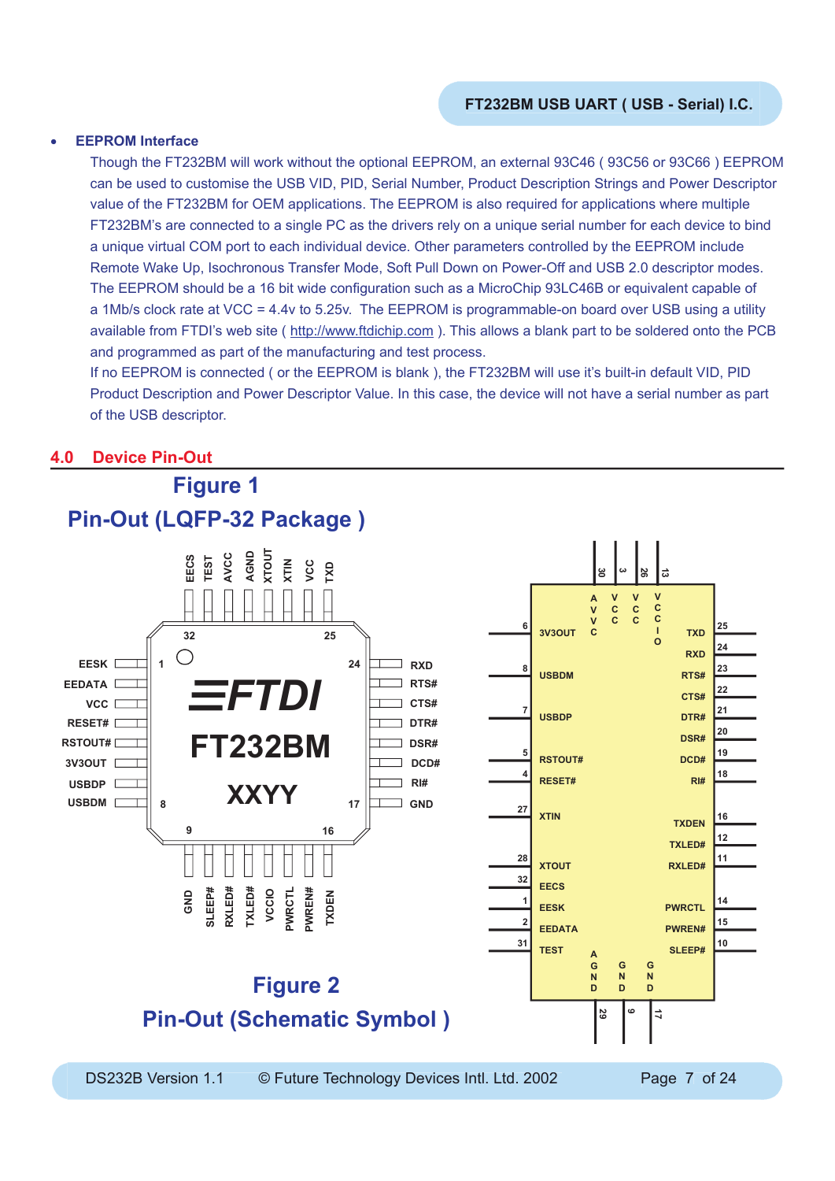- **EEPROM Interface**

  Though the FT232BM will work without the optional EEPROM, an external 93C46 ( 93C56 or 93C66 ) EEPROM can be used to customise the USB VID, PID, Serial Number, Product Description Strings and Power Descriptor value of the FT232BM for OEM applications. The EEPROM is also required for applications where multiple FT232BM's are connected to a single PC as the drivers rely on a unique serial number for each device to bind a unique virtual COM port to each individual device. Other parameters controlled by the EEPROM include Remote Wake Up, Isochronous Transfer Mode, Soft Pull Down on Power-Off and USB 2.0 descriptor modes. The EEPROM should be a 16 bit wide configuration such as a MicroChip 93LC46B or equivalent capable of a 1Mb/s clock rate at VCC = 4.4v to 5.25v. The EEPROM is programmable-on board over USB using a utility available from FTDI's web site ( http://www.ftdichip.com ). This allows a blank part to be soldered onto the PCB and programmed as part of the manufacturing and test process.

  If no EEPROM is connected ( or the EEPROM is blank ), the FT232BM will use it's built-in default VID, PID Product Description and Power Descriptor Value. In this case, the device will not have a serial number as part of the USB descriptor.

## 4.0 Device Pin-Out

**Figure 1**

**Pin-Out (LQFP-32 Package )**

**Figure 2**

**Pin-Out (Schematic Symbol )**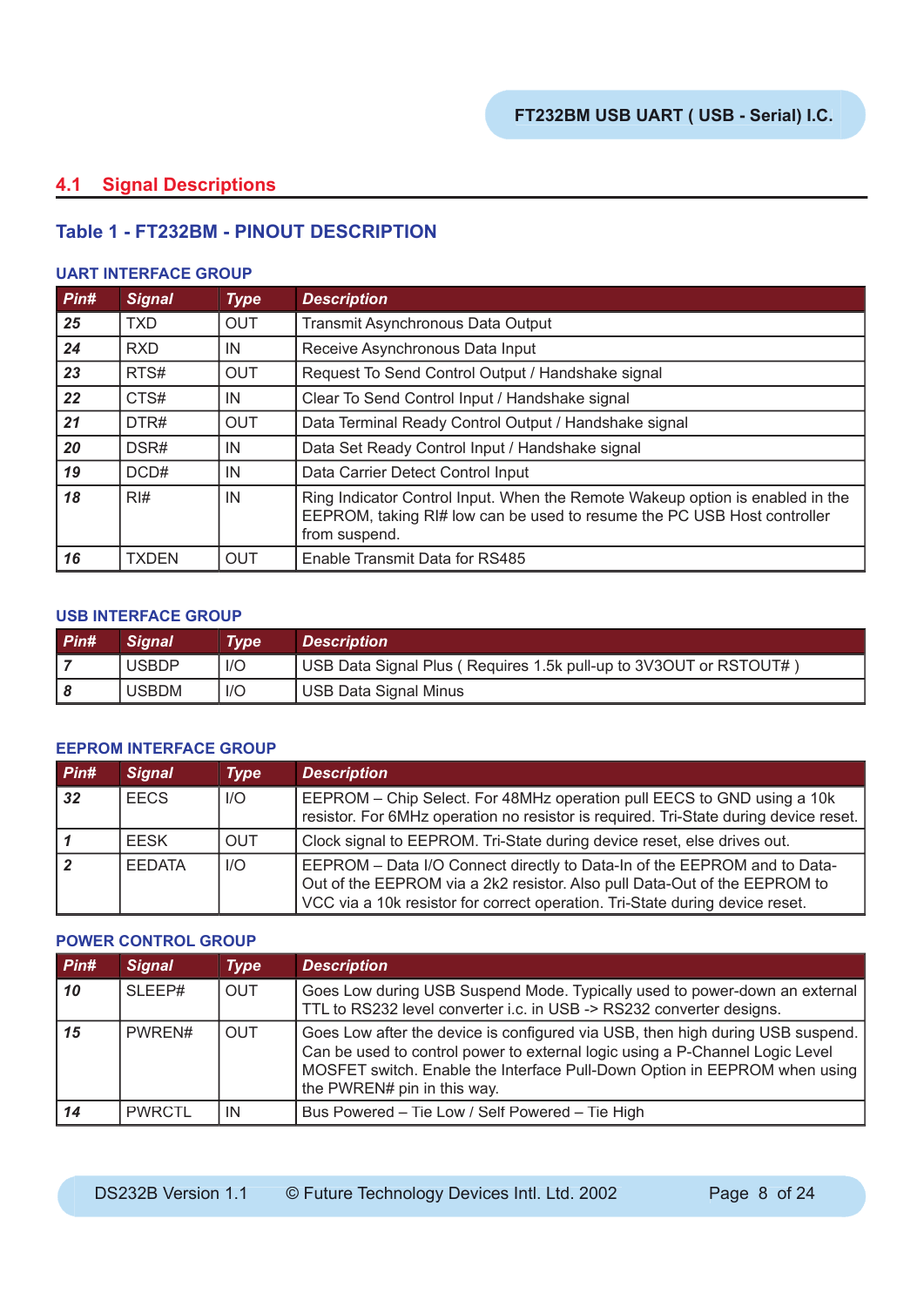## 4.1 Signal Descriptions

### Table 1 - FT232BM - PINOUT DESCRIPTION

#### UART INTERFACE GROUP

| Pin# | Signal | Type | Description |
|---|---|---|---|
| 25 | TXD | OUT | Transmit Asynchronous Data Output |
| 24 | RXD | IN | Receive Asynchronous Data Input |
| 23 | RTS# | OUT | Request To Send Control Output / Handshake signal |
| 22 | CTS# | IN | Clear To Send Control Input / Handshake signal |
| 21 | DTR# | OUT | Data Terminal Ready Control Output / Handshake signal |
| 20 | DSR# | IN | Data Set Ready Control Input / Handshake signal |
| 19 | DCD# | IN | Data Carrier Detect Control Input |
| 18 | RI# | IN | Ring Indicator Control Input. When the Remote Wakeup option is enabled in the EEPROM, taking RI# low can be used to resume the PC USB Host controller from suspend. |
| 16 | TXDEN | OUT | Enable Transmit Data for RS485 |

#### USB INTERFACE GROUP

| Pin# | Signal | Type | Description |
|---|---|---|---|
| 7 | USBDP | I/O | USB Data Signal Plus ( Requires 1.5k pull-up to 3V3OUT or RSTOUT# ) |
| 8 | USBDM | I/O | USB Data Signal Minus |

#### EEPROM INTERFACE GROUP

| Pin# | Signal | Type | Description |
|---|---|---|---|
| 32 | EECS | I/O | EEPROM – Chip Select. For 48MHz operation pull EECS to GND using a 10k resistor. For 6MHz operation no resistor is required. Tri-State during device reset. |
| 1 | EESK | OUT | Clock signal to EEPROM. Tri-State during device reset, else drives out. |
| 2 | EEDATA | I/O | EEPROM – Data I/O Connect directly to Data-In of the EEPROM and to Data-Out of the EEPROM via a 2k2 resistor. Also pull Data-Out of the EEPROM to VCC via a 10k resistor for correct operation. Tri-State during device reset. |

#### POWER CONTROL GROUP

| Pin# | Signal | Type | Description |
|---|---|---|---|
| 10 | SLEEP# | OUT | Goes Low during USB Suspend Mode. Typically used to power-down an external TTL to RS232 level converter i.c. in USB -> RS232 converter designs. |
| 15 | PWREN# | OUT | Goes Low after the device is configured via USB, then high during USB suspend. Can be used to control power to external logic using a P-Channel Logic Level MOSFET switch. Enable the Interface Pull-Down Option in EEPROM when using the PWREN# pin in this way. |
| 14 | PWRCTL | IN | Bus Powered – Tie Low / Self Powered – Tie High |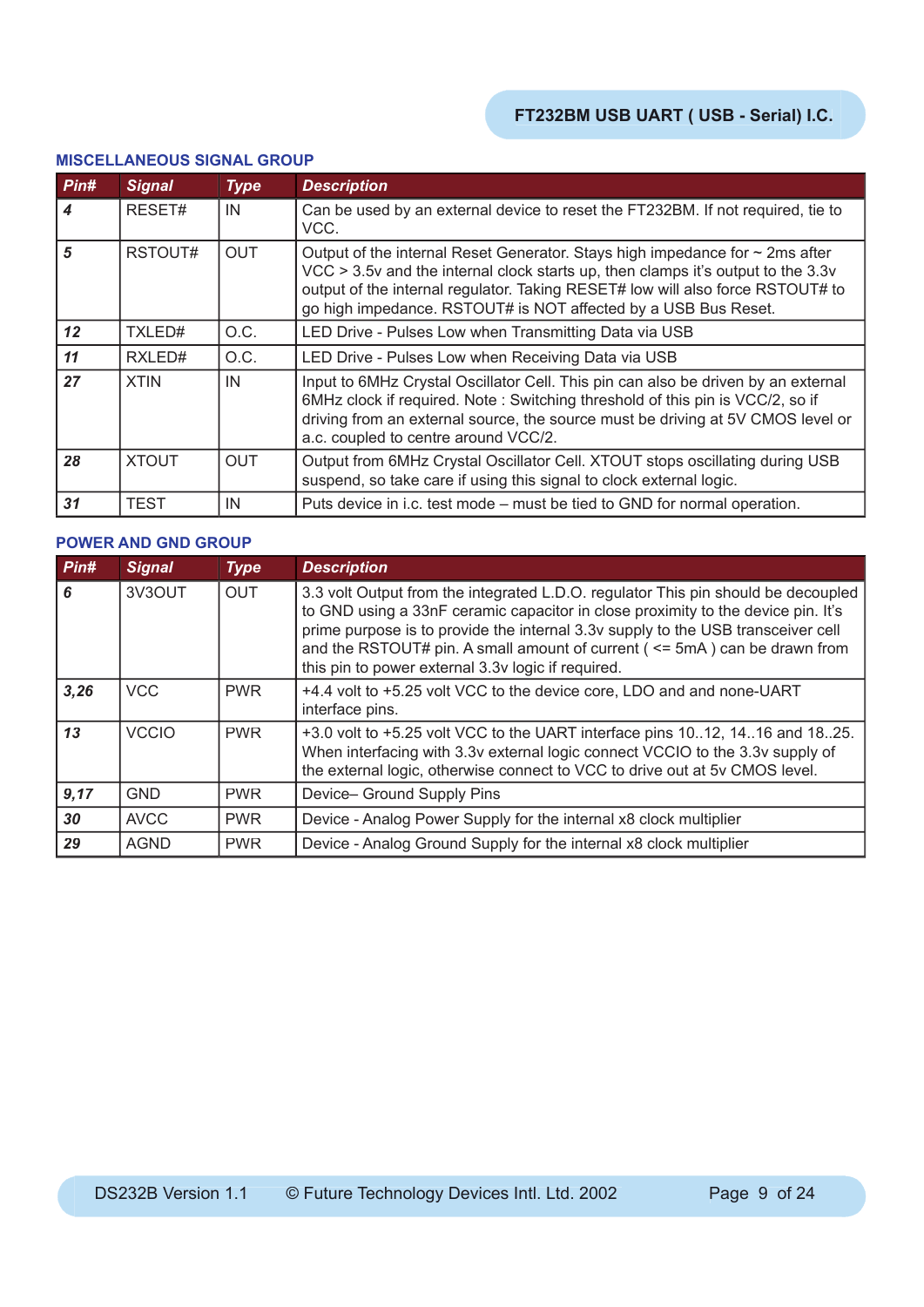## MISCELLANEOUS SIGNAL GROUP

| Pin# | Signal | Type | Description |
|---|---|---|---|
| 4 | RESET# | IN | Can be used by an external device to reset the FT232BM. If not required, tie to VCC. |
| 5 | RSTOUT# | OUT | Output of the internal Reset Generator. Stays high impedance for ~ 2ms after VCC > 3.5v and the internal clock starts up, then clamps it's output to the 3.3v output of the internal regulator. Taking RESET# low will also force RSTOUT# to go high impedance. RSTOUT# is NOT affected by a USB Bus Reset. |
| 12 | TXLED# | O.C. | LED Drive - Pulses Low when Transmitting Data via USB |
| 11 | RXLED# | O.C. | LED Drive - Pulses Low when Receiving Data via USB |
| 27 | XTIN | IN | Input to 6MHz Crystal Oscillator Cell. This pin can also be driven by an external 6MHz clock if required. Note : Switching threshold of this pin is VCC/2, so if driving from an external source, the source must be driving at 5V CMOS level or a.c. coupled to centre around VCC/2. |
| 28 | XTOUT | OUT | Output from 6MHz Crystal Oscillator Cell. XTOUT stops oscillating during USB suspend, so take care if using this signal to clock external logic. |
| 31 | TEST | IN | Puts device in i.c. test mode – must be tied to GND for normal operation. |

## POWER AND GND GROUP

| Pin# | Signal | Type | Description |
|---|---|---|---|
| 6 | 3V3OUT | OUT | 3.3 volt Output from the integrated L.D.O. regulator This pin should be decoupled to GND using a 33nF ceramic capacitor in close proximity to the device pin. It's prime purpose is to provide the internal 3.3v supply to the USB transceiver cell and the RSTOUT# pin. A small amount of current ( <= 5mA ) can be drawn from this pin to power external 3.3v logic if required. |
| 3,26 | VCC | PWR | +4.4 volt to +5.25 volt VCC to the device core, LDO and and none-UART interface pins. |
| 13 | VCCIO | PWR | +3.0 volt to +5.25 volt VCC to the UART interface pins 10..12, 14..16 and 18..25. When interfacing with 3.3v external logic connect VCCIO to the 3.3v supply of the external logic, otherwise connect to VCC to drive out at 5v CMOS level. |
| 9,17 | GND | PWR | Device– Ground Supply Pins |
| 30 | AVCC | PWR | Device - Analog Power Supply for the internal x8 clock multiplier |
| 29 | AGND | PWR | Device - Analog Ground Supply for the internal x8 clock multiplier |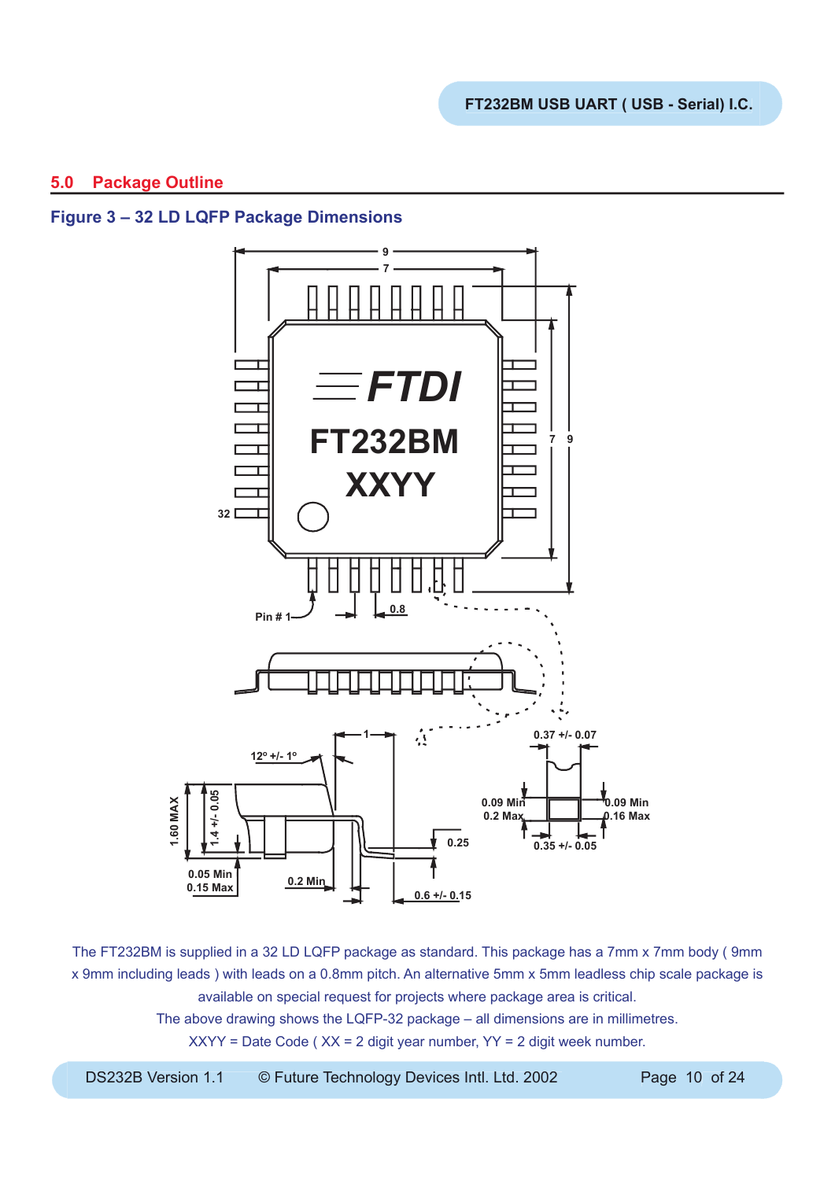## 5.0 Package Outline

### Figure 3 – 32 LD LQFP Package Dimensions

The FT232BM is supplied in a 32 LD LQFP package as standard. This package has a 7mm x 7mm body ( 9mm x 9mm including leads ) with leads on a 0.8mm pitch. An alternative 5mm x 5mm leadless chip scale package is available on special request for projects where package area is critical.

The above drawing shows the LQFP-32 package – all dimensions are in millimetres.

XXYY = Date Code ( XX = 2 digit year number, YY = 2 digit week number.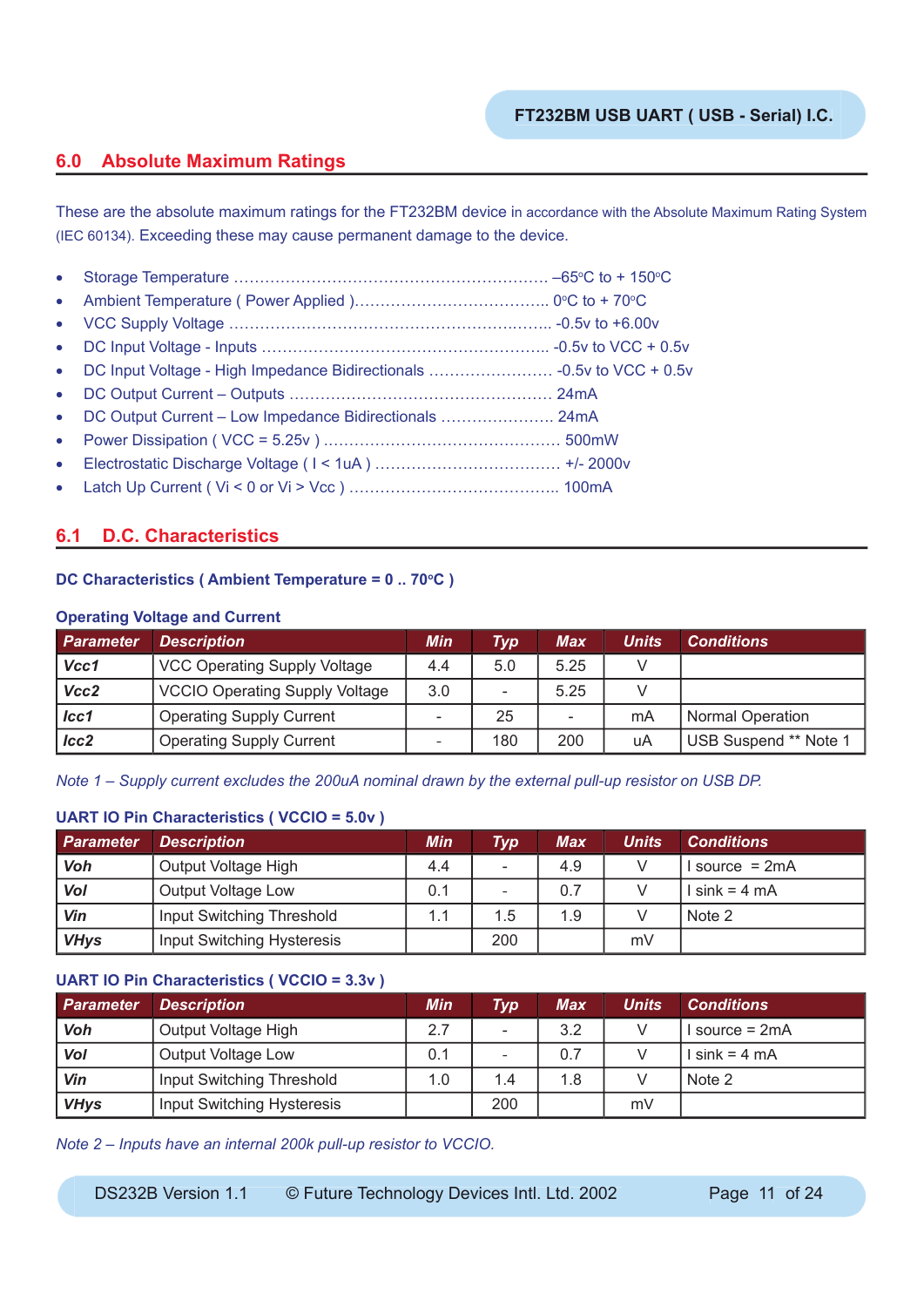## 6.0 Absolute Maximum Ratings

These are the absolute maximum ratings for the FT232BM device in accordance with the Absolute Maximum Rating System (IEC 60134). Exceeding these may cause permanent damage to the device.

- Storage Temperature ............................................................ –65°C to + 150°C
- Ambient Temperature ( Power Applied )..................................... 0°C to + 70°C
- VCC Supply Voltage ............................................................. -0.5v to +6.00v
- DC Input Voltage - Inputs ...................................................... -0.5v to VCC + 0.5v
- DC Input Voltage - High Impedance Bidirectionals ........................ -0.5v to VCC + 0.5v
- DC Output Current – Outputs .................................................. 24mA
- DC Output Current – Low Impedance Bidirectionals ...................... 24mA
- Power Dissipation ( VCC = 5.25v ) ............................................ 500mW
- Electrostatic Discharge Voltage ( I < 1uA ) .................................. +/- 2000v
- Latch Up Current ( Vi < 0 or Vi > Vcc ) ........................................ 100mA

## 6.1 D.C. Characteristics

**DC Characteristics ( Ambient Temperature = 0 .. 70°C )**

**Operating Voltage and Current**

| Parameter | Description | Min | Typ | Max | Units | Conditions |
|---|---|---|---|---|---|---|
| *Vcc1* | VCC Operating Supply Voltage | 4.4 | 5.0 | 5.25 | V | |
| *Vcc2* | VCCIO Operating Supply Voltage | 3.0 | - | 5.25 | V | |
| *Icc1* | Operating Supply Current | - | 25 | - | mA | Normal Operation |
| *Icc2* | Operating Supply Current | - | 180 | 200 | uA | USB Suspend ** Note 1 |

*Note 1 – Supply current excludes the 200uA nominal drawn by the external pull-up resistor on USB DP.*

**UART IO Pin Characteristics ( VCCIO = 5.0v )**

| Parameter | Description | Min | Typ | Max | Units | Conditions |
|---|---|---|---|---|---|---|
| *Voh* | Output Voltage High | 4.4 | - | 4.9 | V | I source = 2mA |
| *Vol* | Output Voltage Low | 0.1 | - | 0.7 | V | I sink = 4 mA |
| *Vin* | Input Switching Threshold | 1.1 | 1.5 | 1.9 | V | Note 2 |
| *VHys* | Input Switching Hysteresis | | 200 | | mV | |

**UART IO Pin Characteristics ( VCCIO = 3.3v )**

| Parameter | Description | Min | Typ | Max | Units | Conditions |
|---|---|---|---|---|---|---|
| *Voh* | Output Voltage High | 2.7 | - | 3.2 | V | I source = 2mA |
| *Vol* | Output Voltage Low | 0.1 | - | 0.7 | V | I sink = 4 mA |
| *Vin* | Input Switching Threshold | 1.0 | 1.4 | 1.8 | V | Note 2 |
| *VHys* | Input Switching Hysteresis | | 200 | | mV | |

*Note 2 – Inputs have an internal 200k pull-up resistor to VCCIO.*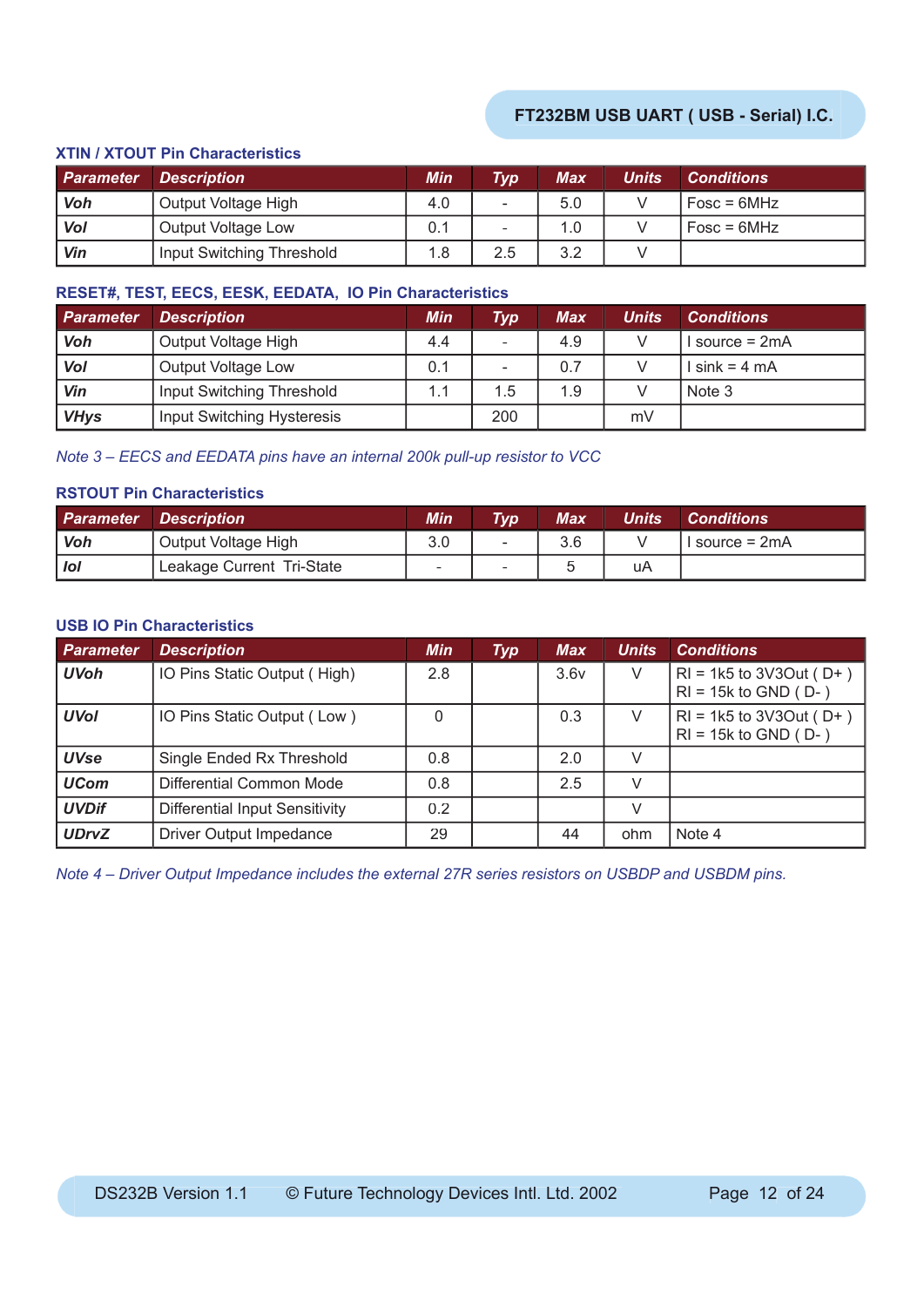### XTIN / XTOUT Pin Characteristics

| Parameter | Description | Min | Typ | Max | Units | Conditions |
|---|---|---|---|---|---|---|
| **Voh** | Output Voltage High | 4.0 | - | 5.0 | V | Fosc = 6MHz |
| **Vol** | Output Voltage Low | 0.1 | - | 1.0 | V | Fosc = 6MHz |
| **Vin** | Input Switching Threshold | 1.8 | 2.5 | 3.2 | V | |

### RESET#, TEST, EECS, EESK, EEDATA, IO Pin Characteristics

| Parameter | Description | Min | Typ | Max | Units | Conditions |
|---|---|---|---|---|---|---|
| **Voh** | Output Voltage High | 4.4 | - | 4.9 | V | I source = 2mA |
| **Vol** | Output Voltage Low | 0.1 | - | 0.7 | V | I sink = 4 mA |
| **Vin** | Input Switching Threshold | 1.1 | 1.5 | 1.9 | V | Note 3 |
| **VHys** | Input Switching Hysteresis | | 200 | | mV | |

*Note 3 – EECS and EEDATA pins have an internal 200k pull-up resistor to VCC*

### RSTOUT Pin Characteristics

| Parameter | Description | Min | Typ | Max | Units | Conditions |
|---|---|---|---|---|---|---|
| **Voh** | Output Voltage High | 3.0 | - | 3.6 | V | I source = 2mA |
| **Iol** | Leakage Current Tri-State | - | - | 5 | uA | |

### USB IO Pin Characteristics

| Parameter | Description | Min | Typ | Max | Units | Conditions |
|---|---|---|---|---|---|---|
| **UVoh** | IO Pins Static Output ( High) | 2.8 | | 3.6v | V | Rl = 1k5 to 3V3Out ( D+ ) Rl = 15k to GND ( D- ) |
| **UVol** | IO Pins Static Output ( Low ) | 0 | | 0.3 | V | Rl = 1k5 to 3V3Out ( D+ ) Rl = 15k to GND ( D- ) |
| **UVse** | Single Ended Rx Threshold | 0.8 | | 2.0 | V | |
| **UCom** | Differential Common Mode | 0.8 | | 2.5 | V | |
| **UVDif** | Differential Input Sensitivity | 0.2 | | | V | |
| **UDrvZ** | Driver Output Impedance | 29 | | 44 | ohm | Note 4 |

*Note 4 – Driver Output Impedance includes the external 27R series resistors on USBDP and USBDM pins.*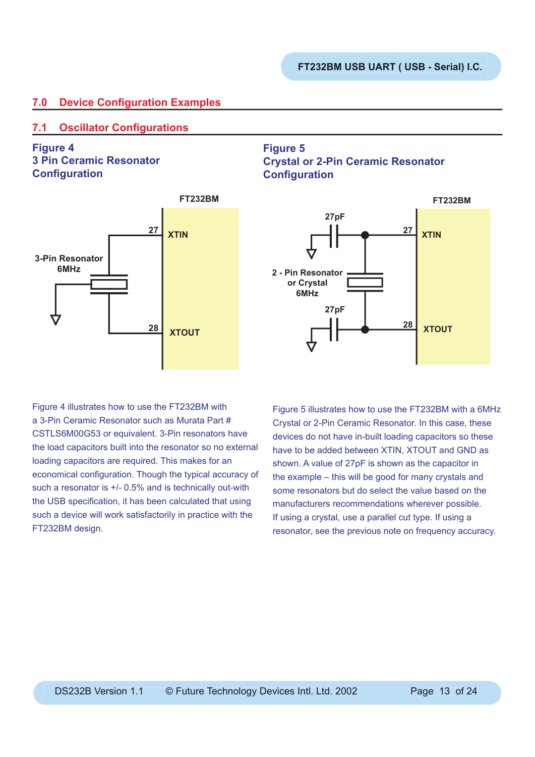## 7.0 Device Configuration Examples

### 7.1 Oscillator Configurations

**Figure 4**
**3 Pin Ceramic Resonator Configuration**

FT232BM

3-Pin Resonator 6MHz

27 XTIN

28 XTOUT

Figure 4 illustrates how to use the FT232BM with a 3-Pin Ceramic Resonator such as Murata Part # CSTLS6M00G53 or equivalent. 3-Pin resonators have the load capacitors built into the resonator so no external loading capacitors are required. This makes for an economical configuration. Though the typical accuracy of such a resonator is +/- 0.5% and is technically out-with the USB specification, it has been calculated that using such a device will work satisfactorily in practice with the FT232BM design.

**Figure 5**
**Crystal or 2-Pin Ceramic Resonator Configuration**

FT232BM

27pF

2 - Pin Resonator or Crystal 6MHz

27pF

27 XTIN

28 XTOUT

Figure 5 illustrates how to use the FT232BM with a 6MHz Crystal or 2-Pin Ceramic Resonator. In this case, these devices do not have in-built loading capacitors so these have to be added between XTIN, XTOUT and GND as shown. A value of 27pF is shown as the capacitor in the example – this will be good for many crystals and some resonators but do select the value based on the manufacturers recommendations wherever possible. If using a crystal, use a parallel cut type. If using a resonator, see the previous note on frequency accuracy.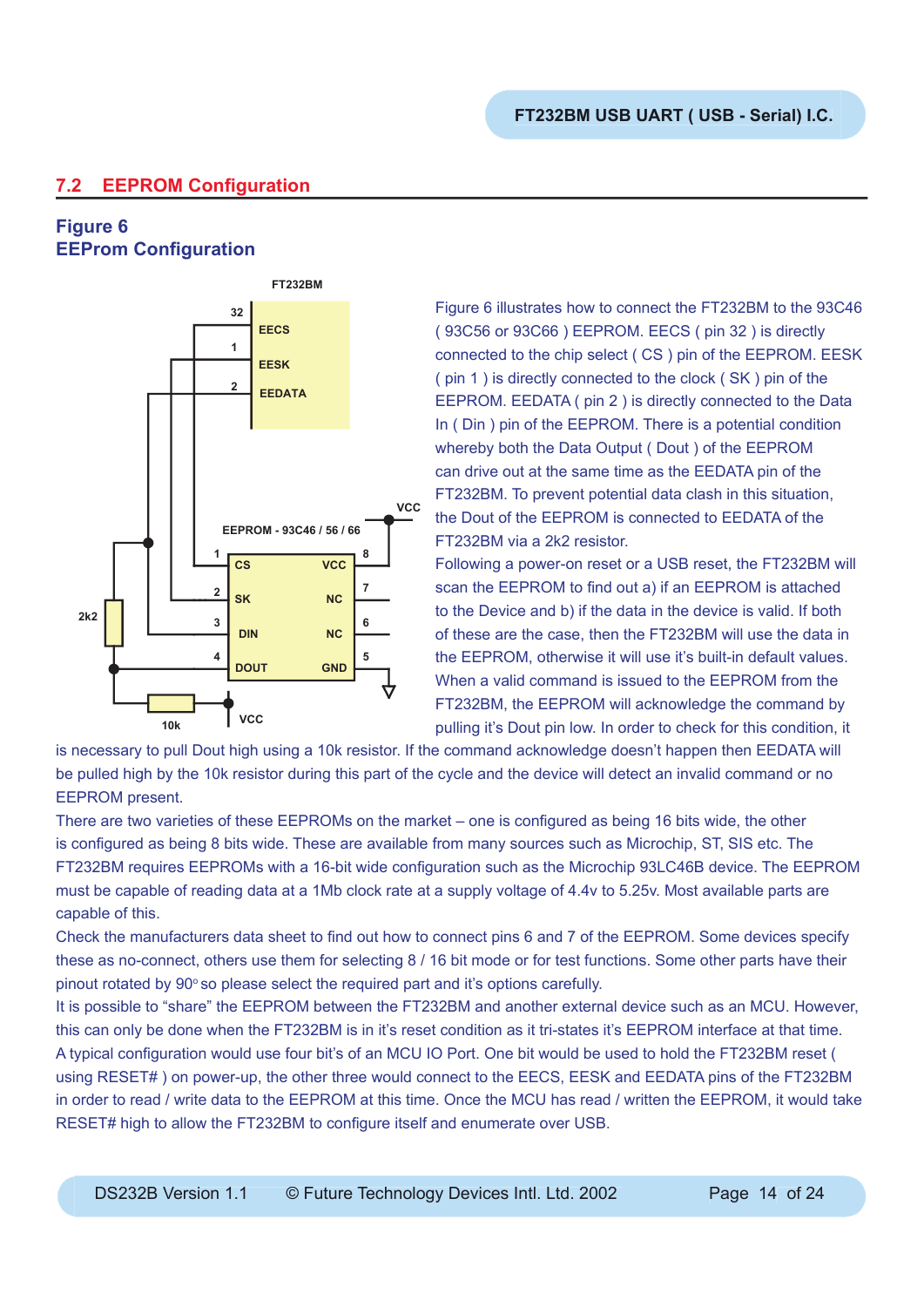## 7.2 EEPROM Configuration

### Figure 6
### EEProm Configuration

Figure 6 illustrates how to connect the FT232BM to the 93C46 ( 93C56 or 93C66 ) EEPROM. EECS ( pin 32 ) is directly connected to the chip select ( CS ) pin of the EEPROM. EESK ( pin 1 ) is directly connected to the clock ( SK ) pin of the EEPROM. EEDATA ( pin 2 ) is directly connected to the Data In ( Din ) pin of the EEPROM. There is a potential condition whereby both the Data Output ( Dout ) of the EEPROM can drive out at the same time as the EEDATA pin of the FT232BM. To prevent potential data clash in this situation, the Dout of the EEPROM is connected to EEDATA of the FT232BM via a 2k2 resistor.

Following a power-on reset or a USB reset, the FT232BM will scan the EEPROM to find out a) if an EEPROM is attached to the Device and b) if the data in the device is valid. If both of these are the case, then the FT232BM will use the data in the EEPROM, otherwise it will use it's built-in default values. When a valid command is issued to the EEPROM from the FT232BM, the EEPROM will acknowledge the command by pulling it's Dout pin low. In order to check for this condition, it is necessary to pull Dout high using a 10k resistor. If the command acknowledge doesn't happen then EEDATA will be pulled high by the 10k resistor during this part of the cycle and the device will detect an invalid command or no EEPROM present.

There are two varieties of these EEPROMs on the market – one is configured as being 16 bits wide, the other is configured as being 8 bits wide. These are available from many sources such as Microchip, ST, SIS etc. The FT232BM requires EEPROMs with a 16-bit wide configuration such as the Microchip 93LC46B device. The EEPROM must be capable of reading data at a 1Mb clock rate at a supply voltage of 4.4v to 5.25v. Most available parts are capable of this.

Check the manufacturers data sheet to find out how to connect pins 6 and 7 of the EEPROM. Some devices specify these as no-connect, others use them for selecting 8 / 16 bit mode or for test functions. Some other parts have their pinout rotated by 90° so please select the required part and it's options carefully.

It is possible to "share" the EEPROM between the FT232BM and another external device such as an MCU. However, this can only be done when the FT232BM is in it's reset condition as it tri-states it's EEPROM interface at that time. A typical configuration would use four bit's of an MCU IO Port. One bit would be used to hold the FT232BM reset ( using RESET# ) on power-up, the other three would connect to the EECS, EESK and EEDATA pins of the FT232BM in order to read / write data to the EEPROM at this time. Once the MCU has read / written the EEPROM, it would take RESET# high to allow the FT232BM to configure itself and enumerate over USB.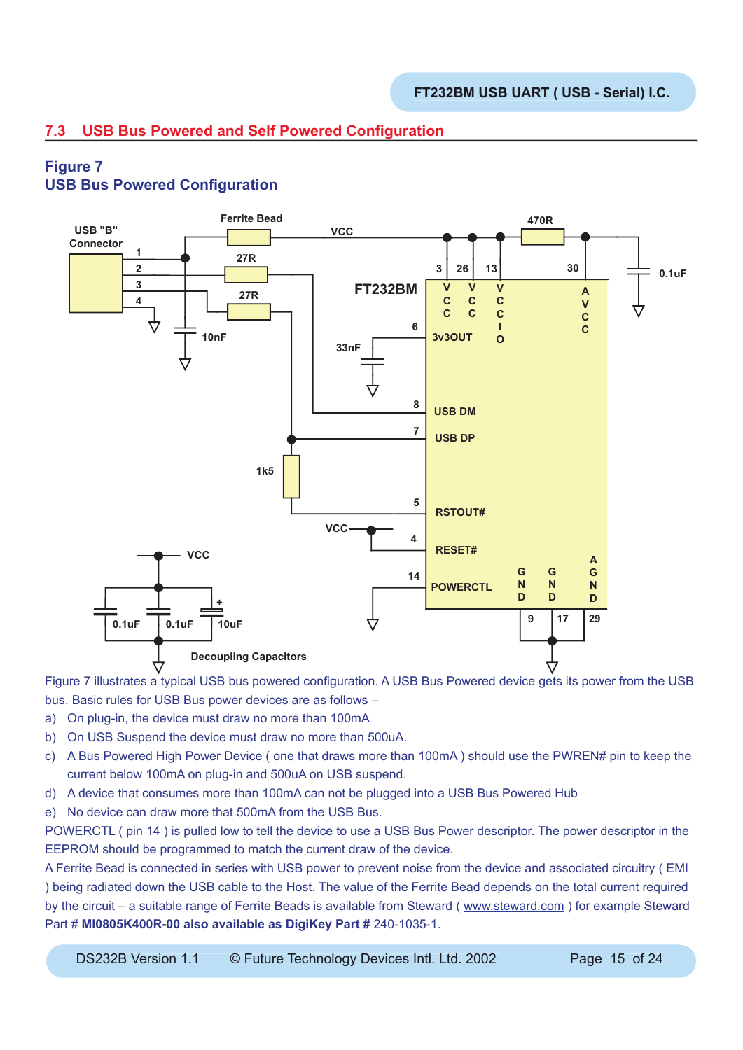## 7.3 USB Bus Powered and Self Powered Configuration

### Figure 7
### USB Bus Powered Configuration

Figure 7 illustrates a typical USB bus powered configuration. A USB Bus Powered device gets its power from the USB bus. Basic rules for USB Bus power devices are as follows –

a) On plug-in, the device must draw no more than 100mA
b) On USB Suspend the device must draw no more than 500uA.
c) A Bus Powered High Power Device ( one that draws more than 100mA ) should use the PWREN# pin to keep the current below 100mA on plug-in and 500uA on USB suspend.
d) A device that consumes more than 100mA can not be plugged into a USB Bus Powered Hub
e) No device can draw more that 500mA from the USB Bus.

POWERCTL ( pin 14 ) is pulled low to tell the device to use a USB Bus Power descriptor. The power descriptor in the EEPROM should be programmed to match the current draw of the device.

A Ferrite Bead is connected in series with USB power to prevent noise from the device and associated circuitry ( EMI ) being radiated down the USB cable to the Host. The value of the Ferrite Bead depends on the total current required by the circuit – a suitable range of Ferrite Beads is available from Steward ( www.steward.com ) for example Steward Part # **MI0805K400R-00 also available as DigiKey Part #** 240-1035-1.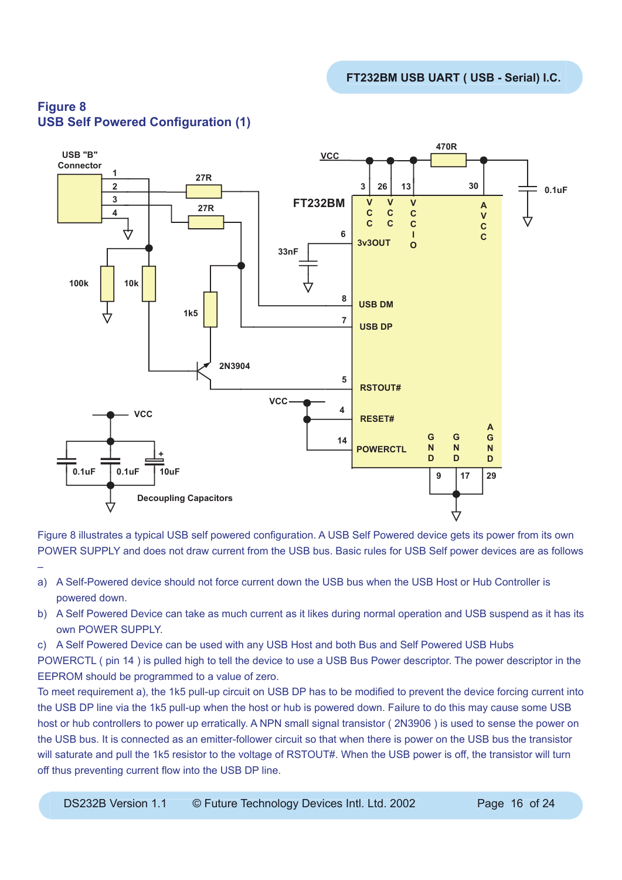## Figure 8
## USB Self Powered Configuration (1)

Figure 8 illustrates a typical USB self powered configuration. A USB Self Powered device gets its power from its own POWER SUPPLY and does not draw current from the USB bus. Basic rules for USB Self power devices are as follows –

a) A Self-Powered device should not force current down the USB bus when the USB Host or Hub Controller is powered down.

b) A Self Powered Device can take as much current as it likes during normal operation and USB suspend as it has its own POWER SUPPLY.

c) A Self Powered Device can be used with any USB Host and both Bus and Self Powered USB Hubs

POWERCTL ( pin 14 ) is pulled high to tell the device to use a USB Bus Power descriptor. The power descriptor in the EEPROM should be programmed to a value of zero.

To meet requirement a), the 1k5 pull-up circuit on USB DP has to be modified to prevent the device forcing current into the USB DP line via the 1k5 pull-up when the host or hub is powered down. Failure to do this may cause some USB host or hub controllers to power up erratically. A NPN small signal transistor ( 2N3906 ) is used to sense the power on the USB bus. It is connected as an emitter-follower circuit so that when there is power on the USB bus the transistor will saturate and pull the 1k5 resistor to the voltage of RSTOUT#. When the USB power is off, the transistor will turn off thus preventing current flow into the USB DP line.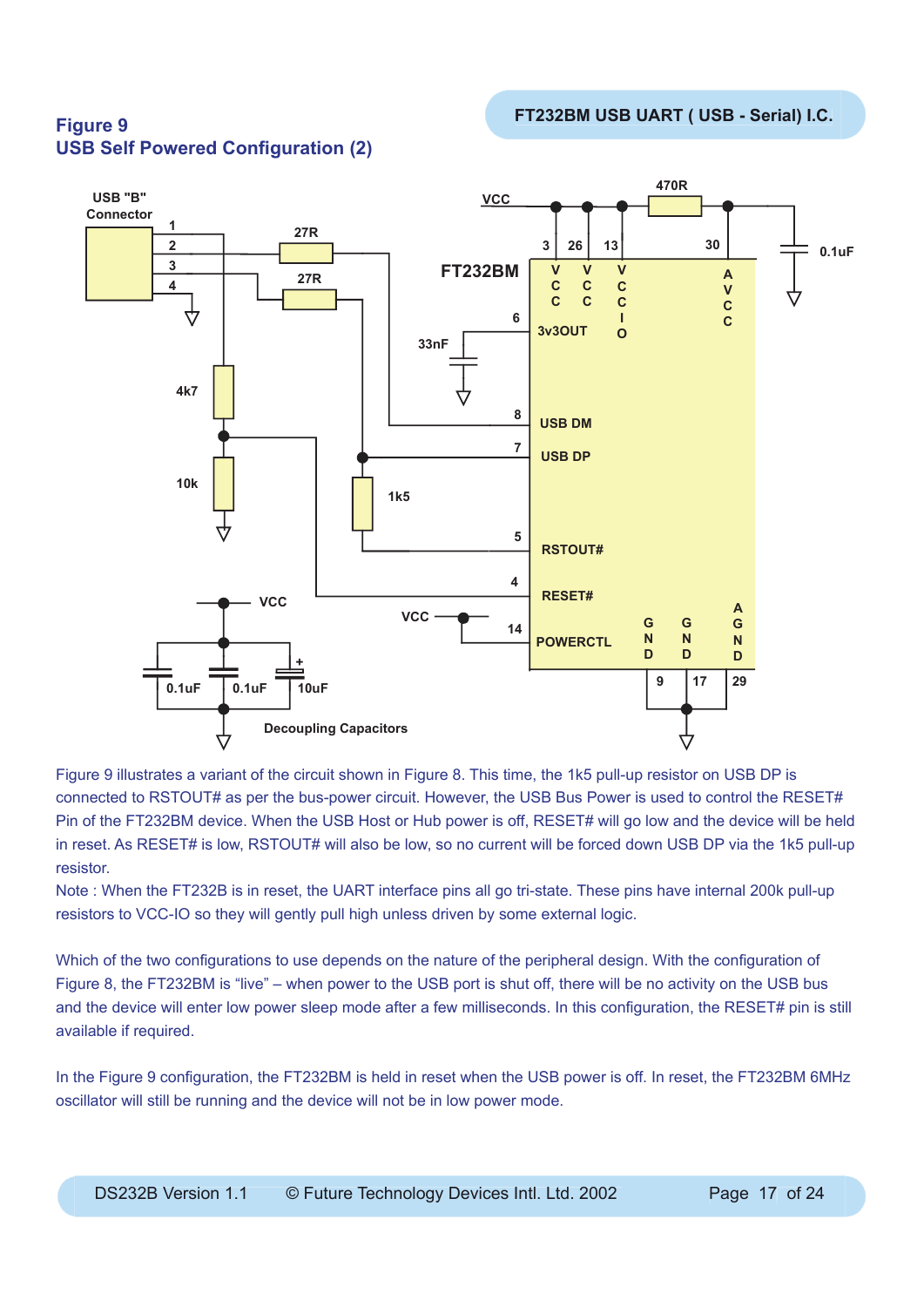## Figure 9
## USB Self Powered Configuration (2)

USB "B" Connector

1
2
3
4

27R

27R

4k7

10k

1k5

33nF

VCC

470R

0.1uF

FT232BM

3 26 13 30

VCC VCC VCCIO AVCC

6 3v3OUT

8 USB DM

7 USB DP

5 RSTOUT#

4 RESET#

14 POWERCTL

VCC

VCC

GND GND AGND

9 17 29

0.1uF 0.1uF 10uF

Decoupling Capacitors

Figure 9 illustrates a variant of the circuit shown in Figure 8. This time, the 1k5 pull-up resistor on USB DP is connected to RSTOUT# as per the bus-power circuit. However, the USB Bus Power is used to control the RESET# Pin of the FT232BM device. When the USB Host or Hub power is off, RESET# will go low and the device will be held in reset. As RESET# is low, RSTOUT# will also be low, so no current will be forced down USB DP via the 1k5 pull-up resistor.

Note : When the FT232B is in reset, the UART interface pins all go tri-state. These pins have internal 200k pull-up resistors to VCC-IO so they will gently pull high unless driven by some external logic.

Which of the two configurations to use depends on the nature of the peripheral design. With the configuration of Figure 8, the FT232BM is "live" – when power to the USB port is shut off, there will be no activity on the USB bus and the device will enter low power sleep mode after a few milliseconds. In this configuration, the RESET# pin is still available if required.

In the Figure 9 configuration, the FT232BM is held in reset when the USB power is off. In reset, the FT232BM 6MHz oscillator will still be running and the device will not be in low power mode.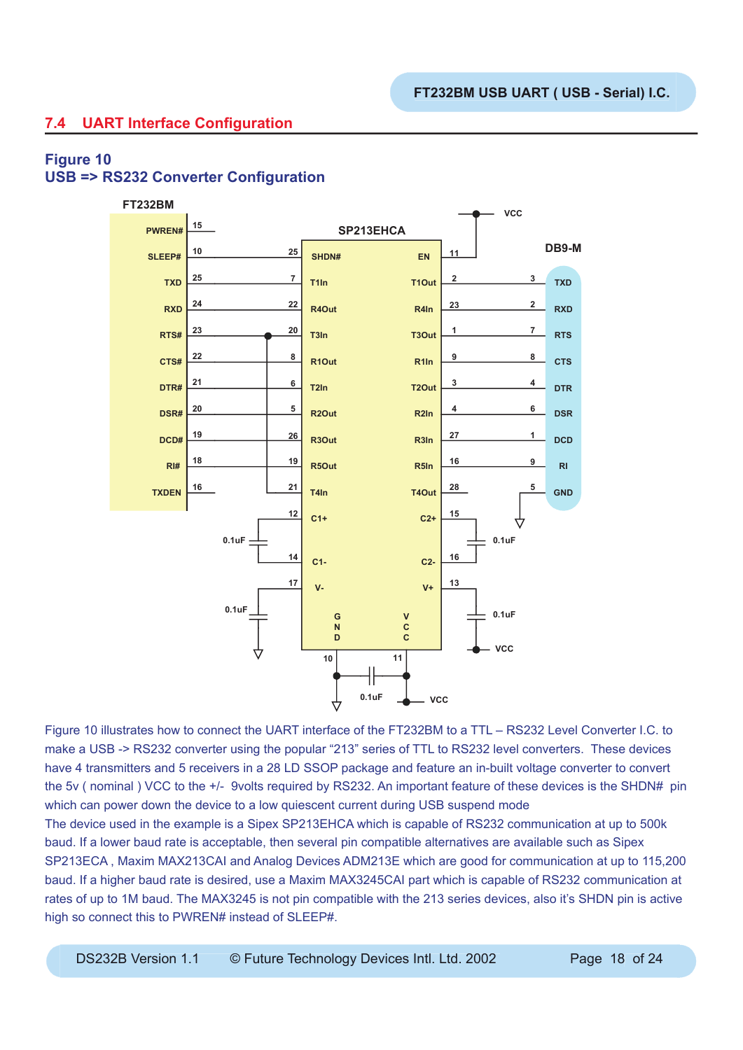## 7.4 UART Interface Configuration

### Figure 10
### USB => RS232 Converter Configuration

Figure 10 illustrates how to connect the UART interface of the FT232BM to a TTL – RS232 Level Converter I.C. to make a USB -> RS232 converter using the popular “213” series of TTL to RS232 level converters. These devices have 4 transmitters and 5 receivers in a 28 LD SSOP package and feature an in-built voltage converter to convert the 5v ( nominal ) VCC to the +/- 9volts required by RS232. An important feature of these devices is the SHDN# pin which can power down the device to a low quiescent current during USB suspend mode

The device used in the example is a Sipex SP213EHCA which is capable of RS232 communication at up to 500k baud. If a lower baud rate is acceptable, then several pin compatible alternatives are available such as Sipex SP213ECA , Maxim MAX213CAI and Analog Devices ADM213E which are good for communication at up to 115,200 baud. If a higher baud rate is desired, use a Maxim MAX3245CAI part which is capable of RS232 communication at rates of up to 1M baud. The MAX3245 is not pin compatible with the 213 series devices, also it’s SHDN pin is active high so connect this to PWREN# instead of SLEEP#.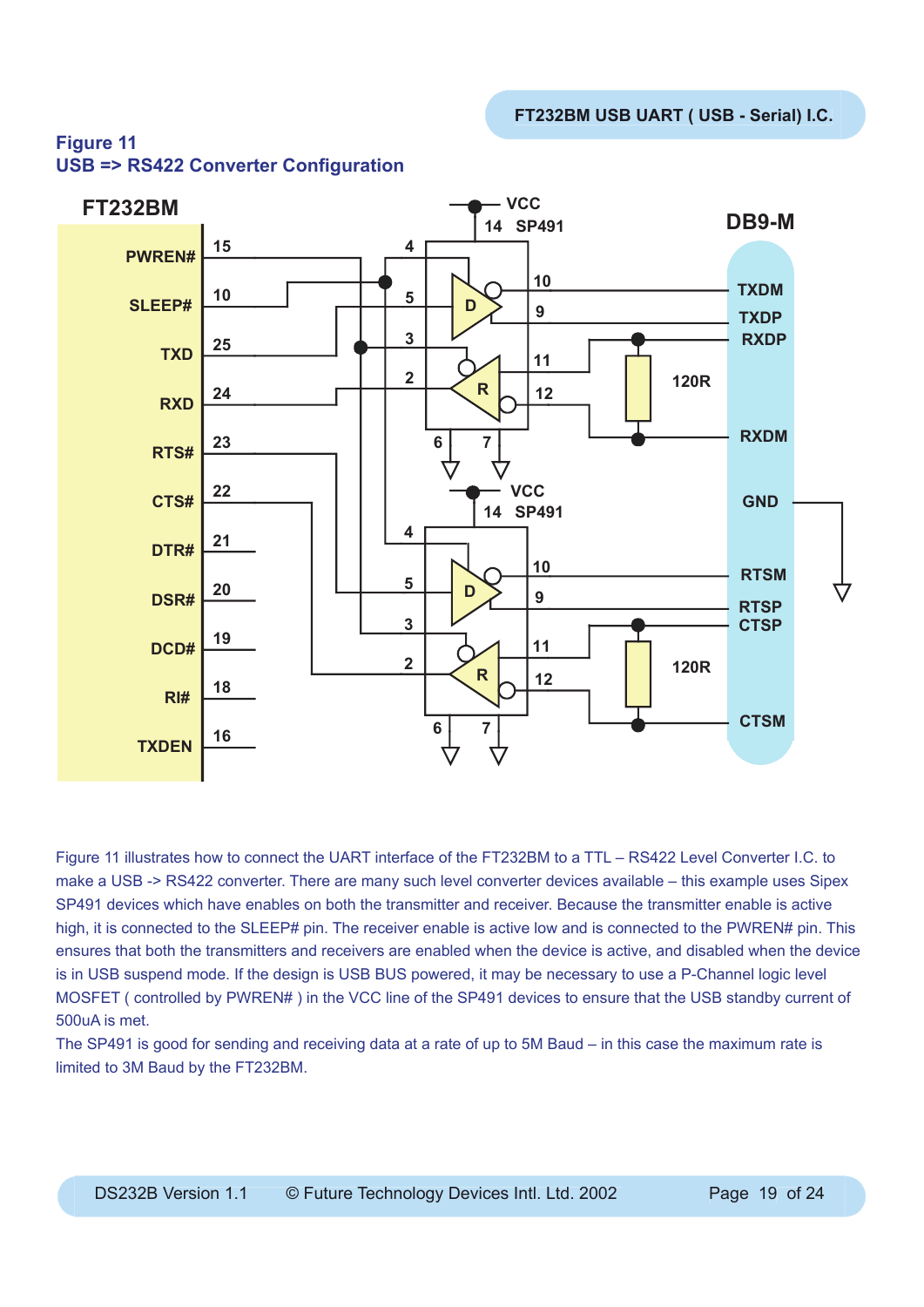## Figure 11
## USB => RS422 Converter Configuration

Figure 11 illustrates how to connect the UART interface of the FT232BM to a TTL – RS422 Level Converter I.C. to make a USB -> RS422 converter. There are many such level converter devices available – this example uses Sipex SP491 devices which have enables on both the transmitter and receiver. Because the transmitter enable is active high, it is connected to the SLEEP# pin. The receiver enable is active low and is connected to the PWREN# pin. This ensures that both the transmitters and receivers are enabled when the device is active, and disabled when the device is in USB suspend mode. If the design is USB BUS powered, it may be necessary to use a P-Channel logic level MOSFET ( controlled by PWREN# ) in the VCC line of the SP491 devices to ensure that the USB standby current of 500uA is met.

The SP491 is good for sending and receiving data at a rate of up to 5M Baud – in this case the maximum rate is limited to 3M Baud by the FT232BM.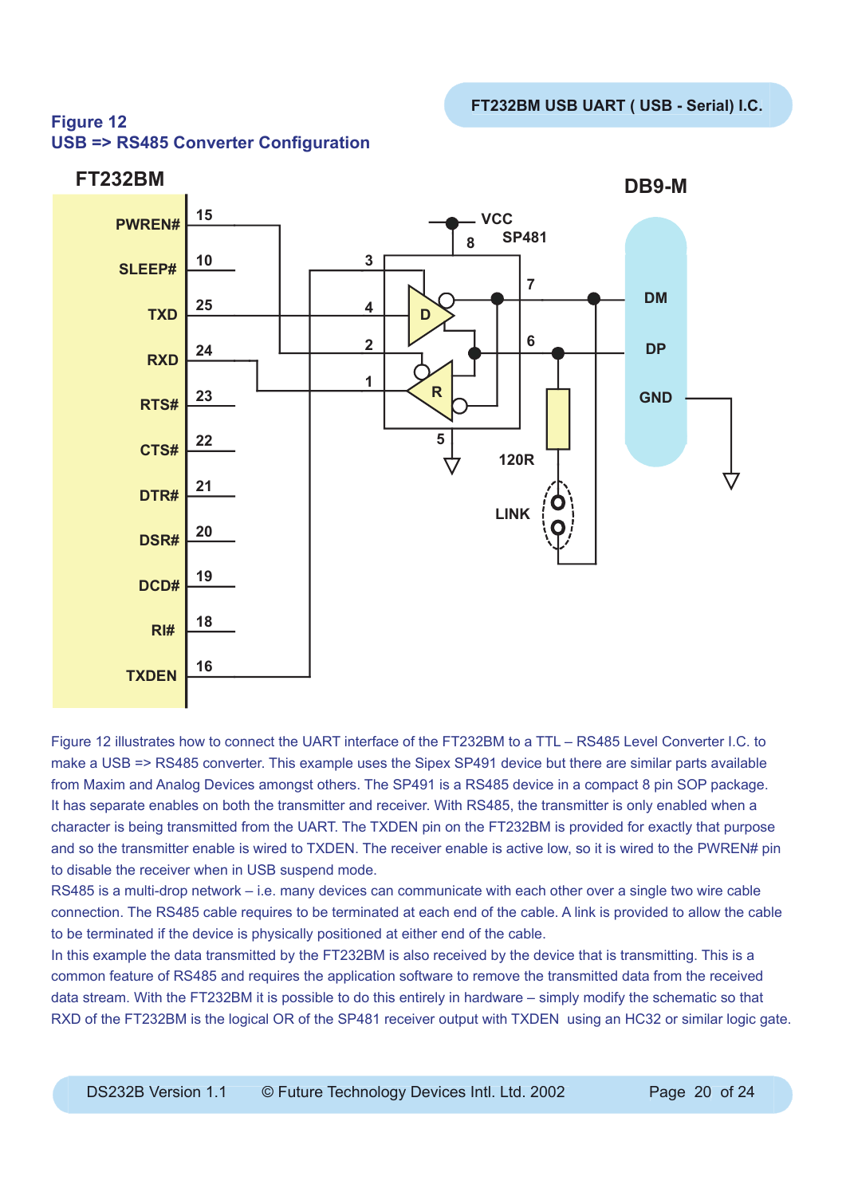**Figure 12**
**USB => RS485 Converter Configuration**

Figure 12 illustrates how to connect the UART interface of the FT232BM to a TTL – RS485 Level Converter I.C. to make a USB => RS485 converter. This example uses the Sipex SP491 device but there are similar parts available from Maxim and Analog Devices amongst others. The SP491 is a RS485 device in a compact 8 pin SOP package. It has separate enables on both the transmitter and receiver. With RS485, the transmitter is only enabled when a character is being transmitted from the UART. The TXDEN pin on the FT232BM is provided for exactly that purpose and so the transmitter enable is wired to TXDEN. The receiver enable is active low, so it is wired to the PWREN# pin to disable the receiver when in USB suspend mode.

RS485 is a multi-drop network – i.e. many devices can communicate with each other over a single two wire cable connection. The RS485 cable requires to be terminated at each end of the cable. A link is provided to allow the cable to be terminated if the device is physically positioned at either end of the cable.

In this example the data transmitted by the FT232BM is also received by the device that is transmitting. This is a common feature of RS485 and requires the application software to remove the transmitted data from the received data stream. With the FT232BM it is possible to do this entirely in hardware – simply modify the schematic so that RXD of the FT232BM is the logical OR of the SP481 receiver output with TXDEN using an HC32 or similar logic gate.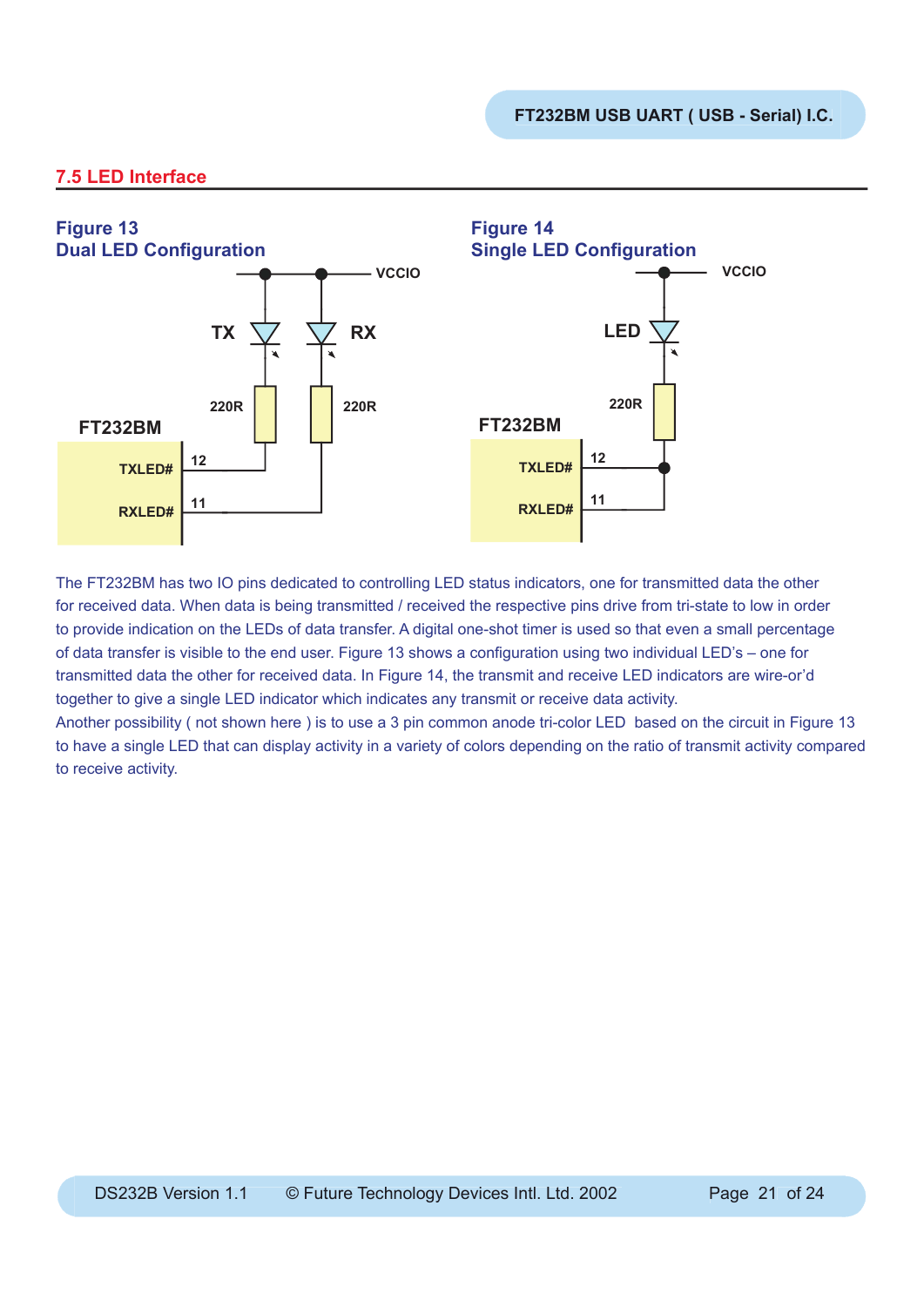## 7.5 LED Interface

**Figure 13**
**Dual LED Configuration**

**Figure 14**
**Single LED Configuration**

The FT232BM has two IO pins dedicated to controlling LED status indicators, one for transmitted data the other for received data. When data is being transmitted / received the respective pins drive from tri-state to low in order to provide indication on the LEDs of data transfer. A digital one-shot timer is used so that even a small percentage of data transfer is visible to the end user. Figure 13 shows a configuration using two individual LED's – one for transmitted data the other for received data. In Figure 14, the transmit and receive LED indicators are wire-or'd together to give a single LED indicator which indicates any transmit or receive data activity.
Another possibility ( not shown here ) is to use a 3 pin common anode tri-color LED based on the circuit in Figure 13 to have a single LED that can display activity in a variety of colors depending on the ratio of transmit activity compared to receive activity.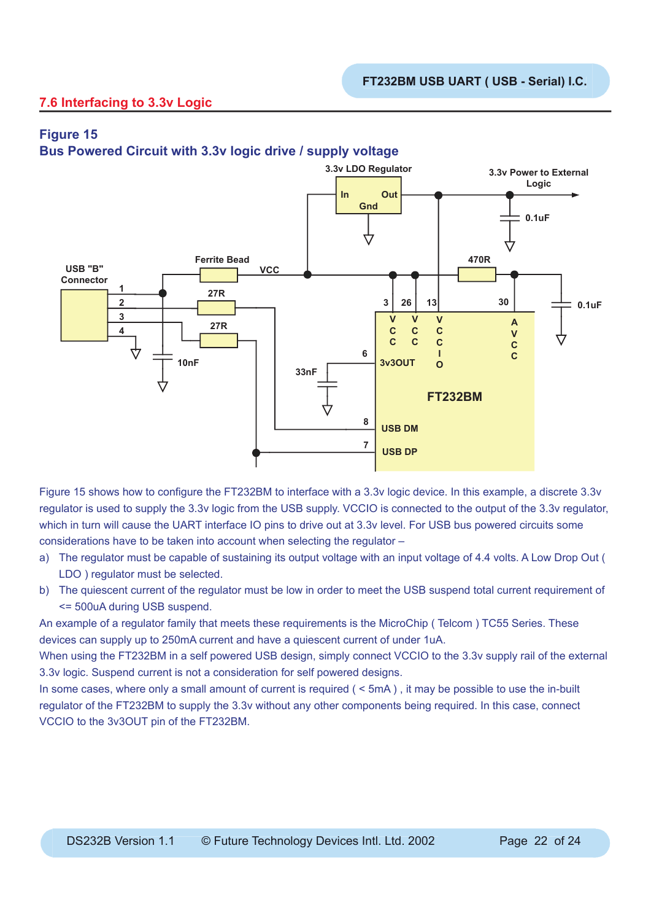## 7.6 Interfacing to 3.3v Logic

### Figure 15
### Bus Powered Circuit with 3.3v logic drive / supply voltage

Figure 15 shows how to configure the FT232BM to interface with a 3.3v logic device. In this example, a discrete 3.3v regulator is used to supply the 3.3v logic from the USB supply. VCCIO is connected to the output of the 3.3v regulator, which in turn will cause the UART interface IO pins to drive out at 3.3v level. For USB bus powered circuits some considerations have to be taken into account when selecting the regulator –

a) The regulator must be capable of sustaining its output voltage with an input voltage of 4.4 volts. A Low Drop Out ( LDO ) regulator must be selected.

b) The quiescent current of the regulator must be low in order to meet the USB suspend total current requirement of <= 500uA during USB suspend.

An example of a regulator family that meets these requirements is the MicroChip ( Telcom ) TC55 Series. These devices can supply up to 250mA current and have a quiescent current of under 1uA.

When using the FT232BM in a self powered USB design, simply connect VCCIO to the 3.3v supply rail of the external 3.3v logic. Suspend current is not a consideration for self powered designs.

In some cases, where only a small amount of current is required ( < 5mA ) , it may be possible to use the in-built regulator of the FT232BM to supply the 3.3v without any other components being required. In this case, connect VCCIO to the 3v3OUT pin of the FT232BM.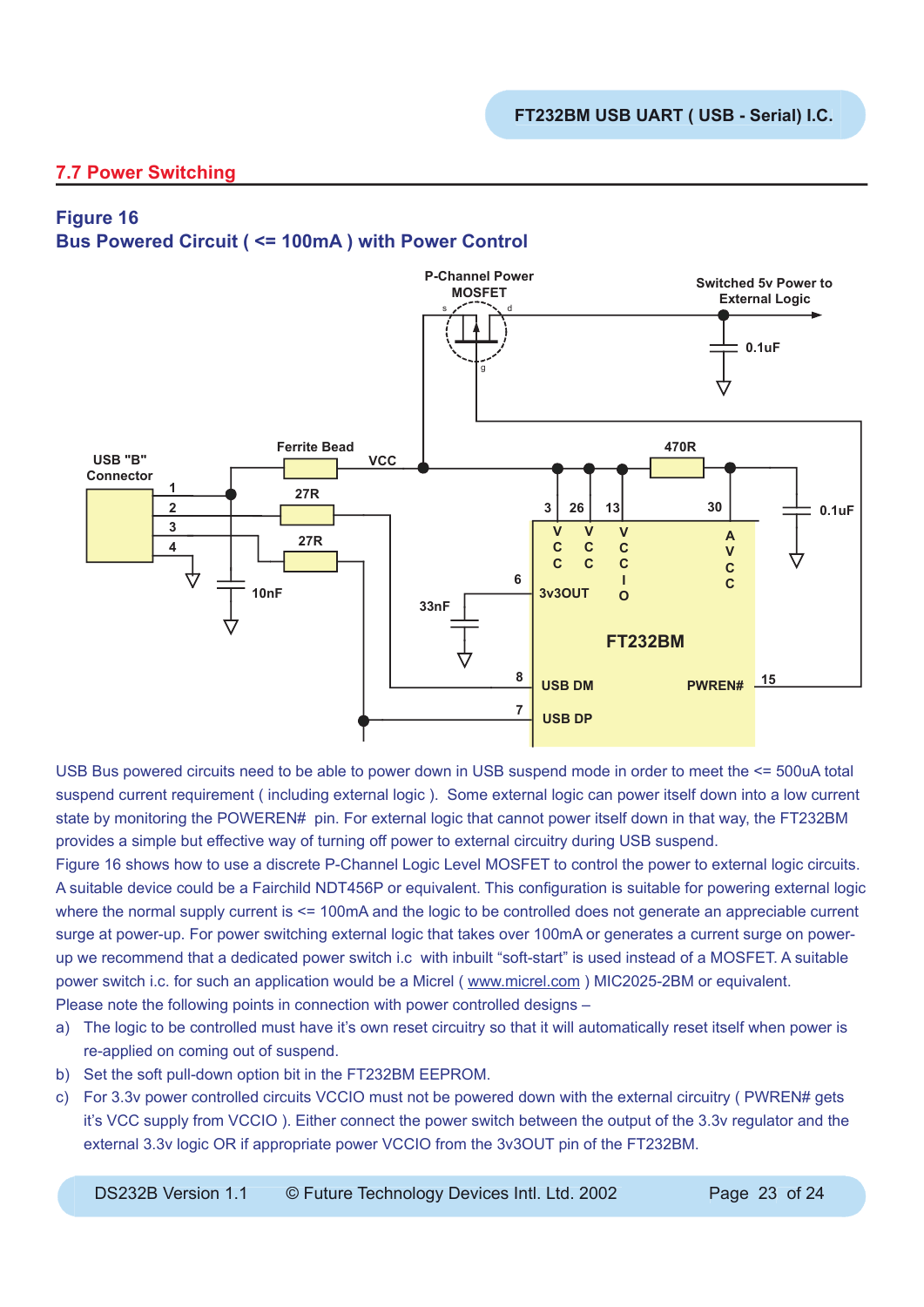## 7.7 Power Switching

### Figure 16
### Bus Powered Circuit ( <= 100mA ) with Power Control

USB Bus powered circuits need to be able to power down in USB suspend mode in order to meet the <= 500uA total suspend current requirement ( including external logic ). Some external logic can power itself down into a low current state by monitoring the POWEREN# pin. For external logic that cannot power itself down in that way, the FT232BM provides a simple but effective way of turning off power to external circuitry during USB suspend.

Figure 16 shows how to use a discrete P-Channel Logic Level MOSFET to control the power to external logic circuits. A suitable device could be a Fairchild NDT456P or equivalent. This configuration is suitable for powering external logic where the normal supply current is <= 100mA and the logic to be controlled does not generate an appreciable current surge at power-up. For power switching external logic that takes over 100mA or generates a current surge on power-up we recommend that a dedicated power switch i.c with inbuilt "soft-start" is used instead of a MOSFET. A suitable power switch i.c. for such an application would be a Micrel ( www.micrel.com ) MIC2025-2BM or equivalent.

Please note the following points in connection with power controlled designs –

a) The logic to be controlled must have it's own reset circuitry so that it will automatically reset itself when power is re-applied on coming out of suspend.
b) Set the soft pull-down option bit in the FT232BM EEPROM.
c) For 3.3v power controlled circuits VCCIO must not be powered down with the external circuitry ( PWREN# gets it's VCC supply from VCCIO ). Either connect the power switch between the output of the 3.3v regulator and the external 3.3v logic OR if appropriate power VCCIO from the 3v3OUT pin of the FT232BM.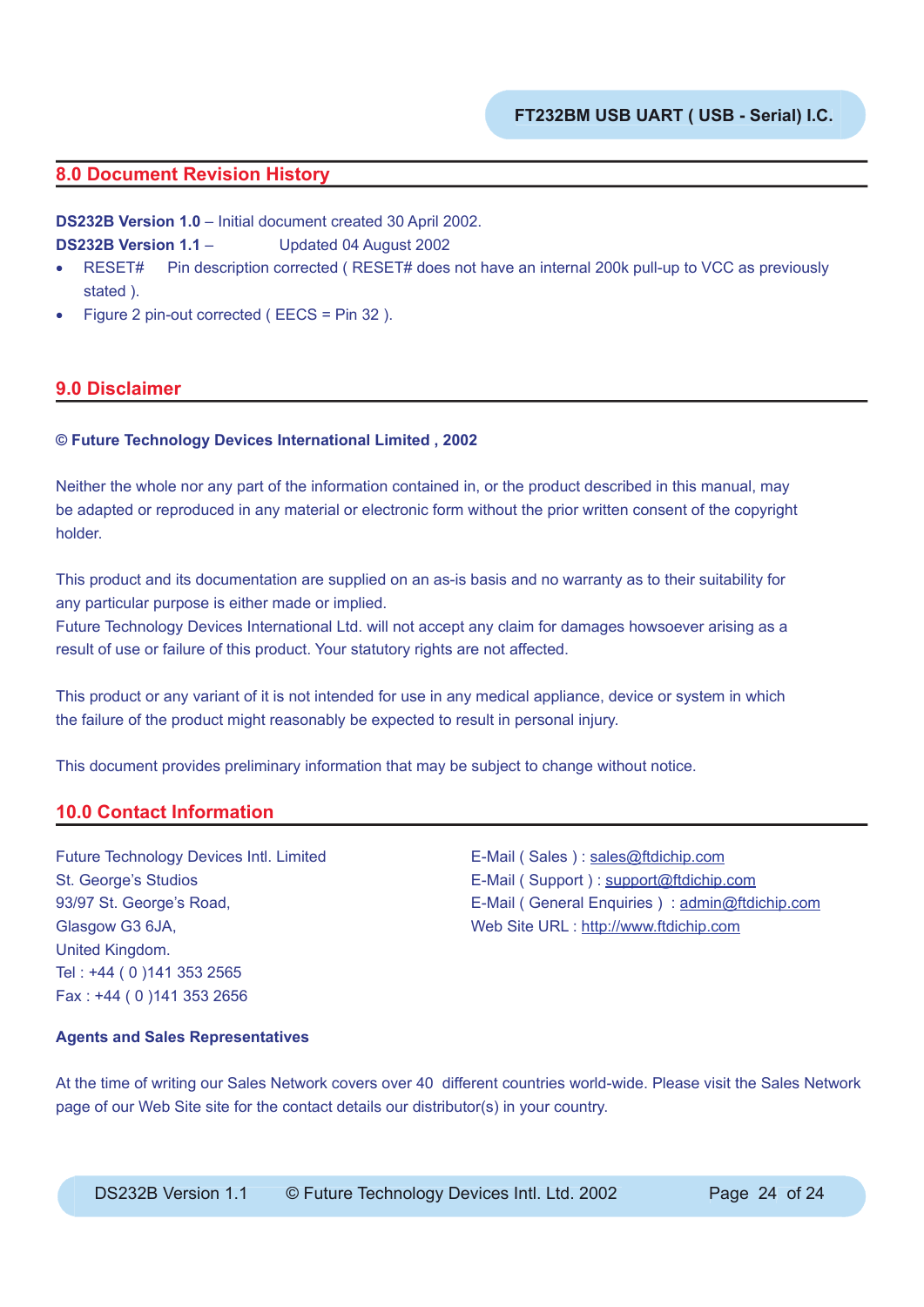## 8.0 Document Revision History

**DS232B Version 1.0** – Initial document created 30 April 2002.
**DS232B Version 1.1** – Updated 04 August 2002

- RESET# Pin description corrected ( RESET# does not have an internal 200k pull-up to VCC as previously stated ).
- Figure 2 pin-out corrected ( EECS = Pin 32 ).

## 9.0 Disclaimer

**© Future Technology Devices International Limited , 2002**

Neither the whole nor any part of the information contained in, or the product described in this manual, may be adapted or reproduced in any material or electronic form without the prior written consent of the copyright holder.

This product and its documentation are supplied on an as-is basis and no warranty as to their suitability for any particular purpose is either made or implied.
Future Technology Devices International Ltd. will not accept any claim for damages howsoever arising as a result of use or failure of this product. Your statutory rights are not affected.

This product or any variant of it is not intended for use in any medical appliance, device or system in which the failure of the product might reasonably be expected to result in personal injury.

This document provides preliminary information that may be subject to change without notice.

## 10.0 Contact Information

Future Technology Devices Intl. Limited
St. George's Studios
93/97 St. George's Road,
Glasgow G3 6JA,
United Kingdom.
Tel : +44 ( 0 )141 353 2565
Fax : +44 ( 0 )141 353 2656

E-Mail ( Sales ) : sales@ftdichip.com
E-Mail ( Support ) : support@ftdichip.com
E-Mail ( General Enquiries ) : admin@ftdichip.com
Web Site URL : http://www.ftdichip.com

**Agents and Sales Representatives**

At the time of writing our Sales Network covers over 40 different countries world-wide. Please visit the Sales Network page of our Web Site site for the contact details our distributor(s) in your country.